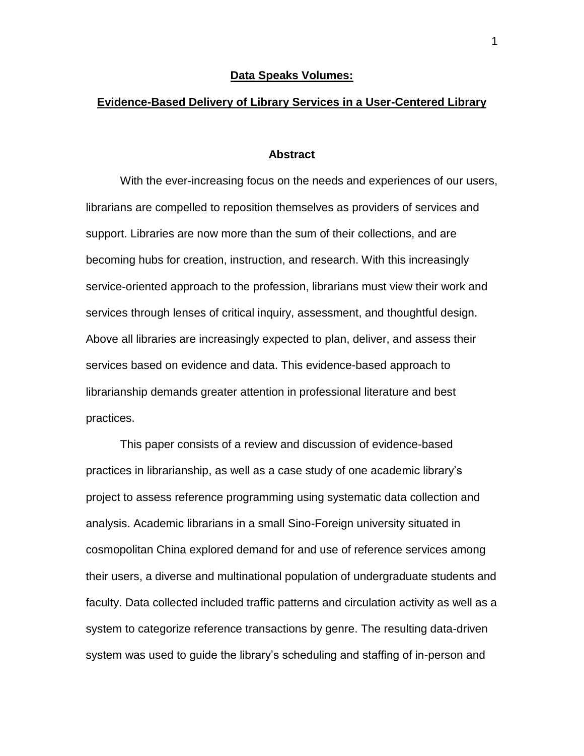# Data Speaks Volumes:

# Evidence-Based Delivery of Library Services in a User-Centered Library

## Abstract

With the ever-increasing focus on the needs and experiences of our users, librarians are compelled to reposition themselves as providers of services and support. Libraries are now more than the sum of their collections, and are becoming hubs for creation, instruction, and research. With this increasingly service-oriented approach to the profession, librarians must view their work and services through lenses of critical inquiry, assessment, and thoughtful design. Above all libraries are increasingly expected to plan, deliver, and assess their services based on evidence and data. This evidence-based approach to librarianship demands greater attention in professional literature and best practices.

This paper consists of a review and discussion of evidence-based practices in librarianship, as well as a case study of one academic library's project to assess reference programming using systematic data collection and analysis. Academic librarians in a small Sino-Foreign university situated in cosmopolitan China explored demand for and use of reference services among their users, a diverse and multinational population of undergraduate students and faculty. Data collected included traffic patterns and circulation activity as well as a system to categorize reference transactions by genre. The resulting data-driven system was used to guide the library's scheduling and staffing of in-person and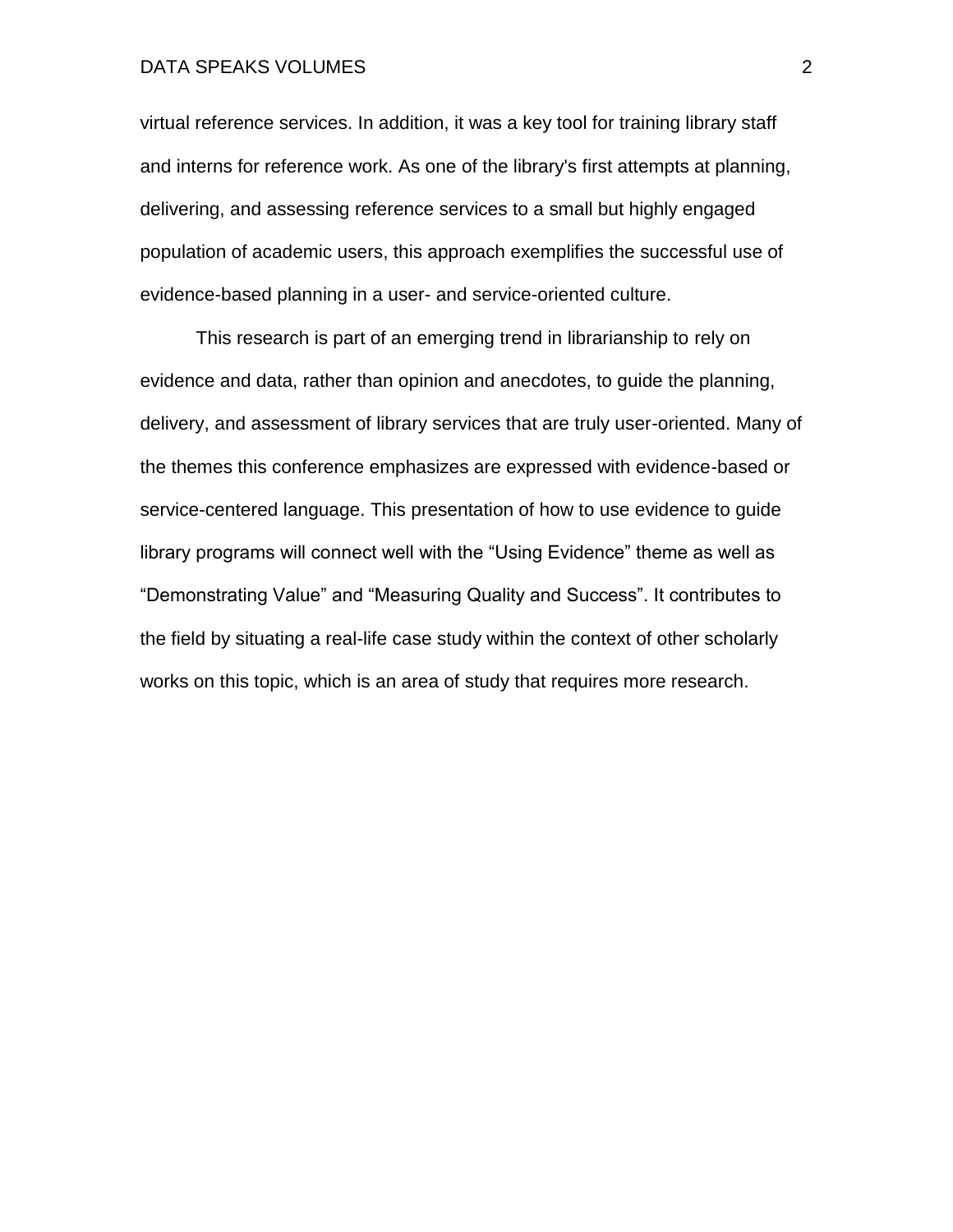virtual reference services. In addition, it was a key tool for training library staff and interns for reference work. As one of the library's first attempts at planning, delivering, and assessing reference services to a small but highly engaged population of academic users, this approach exemplifies the successful use of evidence-based planning in a user- and service-oriented culture.

This research is part of an emerging trend in librarianship to rely on evidence and data, rather than opinion and anecdotes, to guide the planning, delivery, and assessment of library services that are truly user-oriented. Many of the themes this conference emphasizes are expressed with evidence-based or service-centered language. This presentation of how to use evidence to guide library programs will connect well with the “Using Evidence” theme as well as “Demonstrating Value” and “Measuring Quality and Success”. It contributes to the field by situating a real-life case study within the context of other scholarly works on this topic, which is an area of study that requires more research.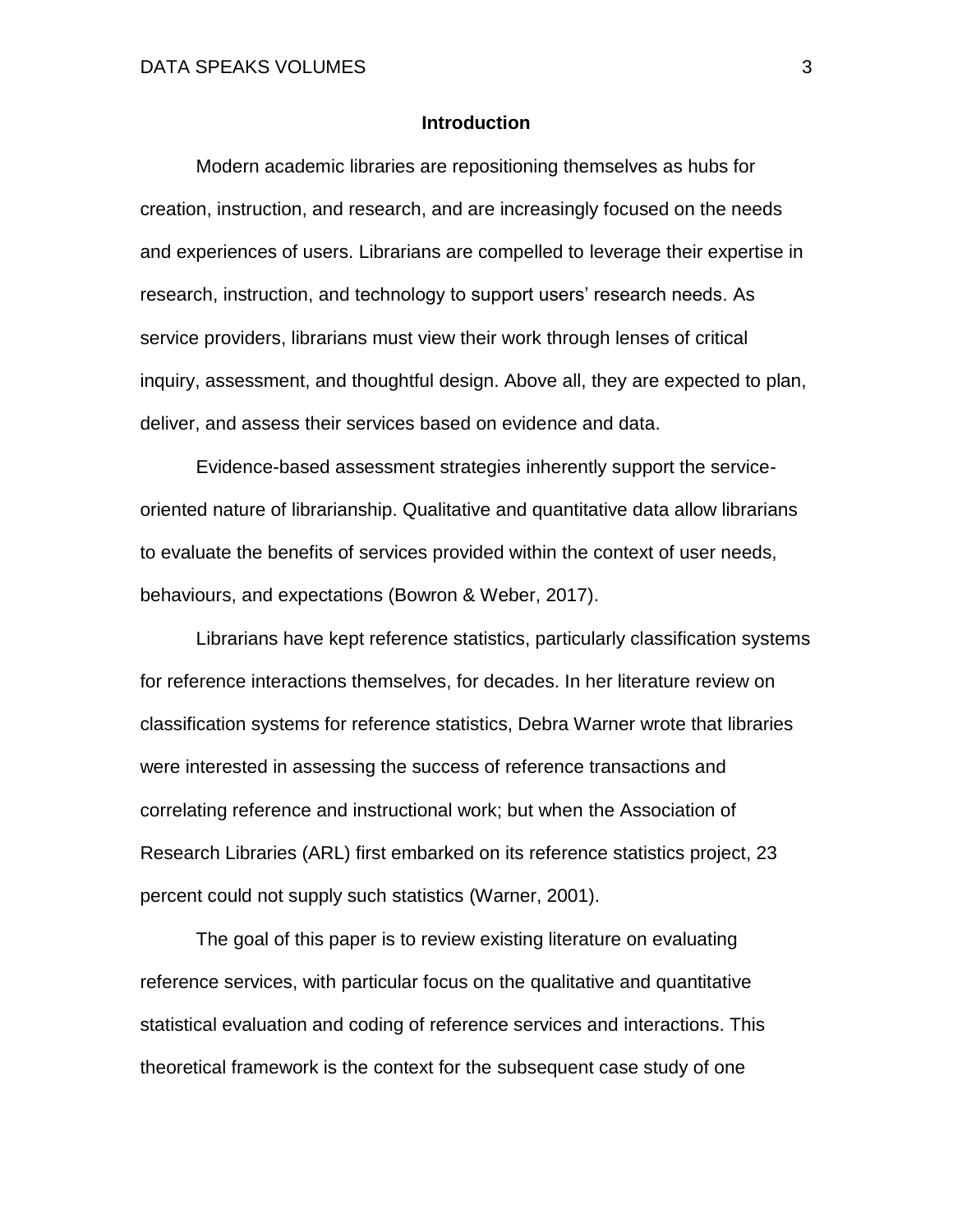## Introduction

Modern academic libraries are repositioning themselves as hubs for creation, instruction, and research, and are increasingly focused on the needs and experiences of users. Librarians are compelled to leverage their expertise in research, instruction, and technology to support users' research needs. As service providers, librarians must view their work through lenses of critical inquiry, assessment, and thoughtful design. Above all, they are expected to plan, deliver, and assess their services based on evidence and data.

Evidence-based assessment strategies inherently support the service-oriented nature of librarianship. Qualitative and quantitative data allow librarians to evaluate the benefits of services provided within the context of user needs, behaviours, and expectations (Bowron & Weber, 2017).

Librarians have kept reference statistics, particularly classification systems for reference interactions themselves, for decades. In her literature review on classification systems for reference statistics, Debra Warner wrote that libraries were interested in assessing the success of reference transactions and correlating reference and instructional work; but when the Association of Research Libraries (ARL) first embarked on its reference statistics project, 23 percent could not supply such statistics (Warner, 2001).

The goal of this paper is to review existing literature on evaluating reference services, with particular focus on the qualitative and quantitative statistical evaluation and coding of reference services and interactions. This theoretical framework is the context for the subsequent case study of one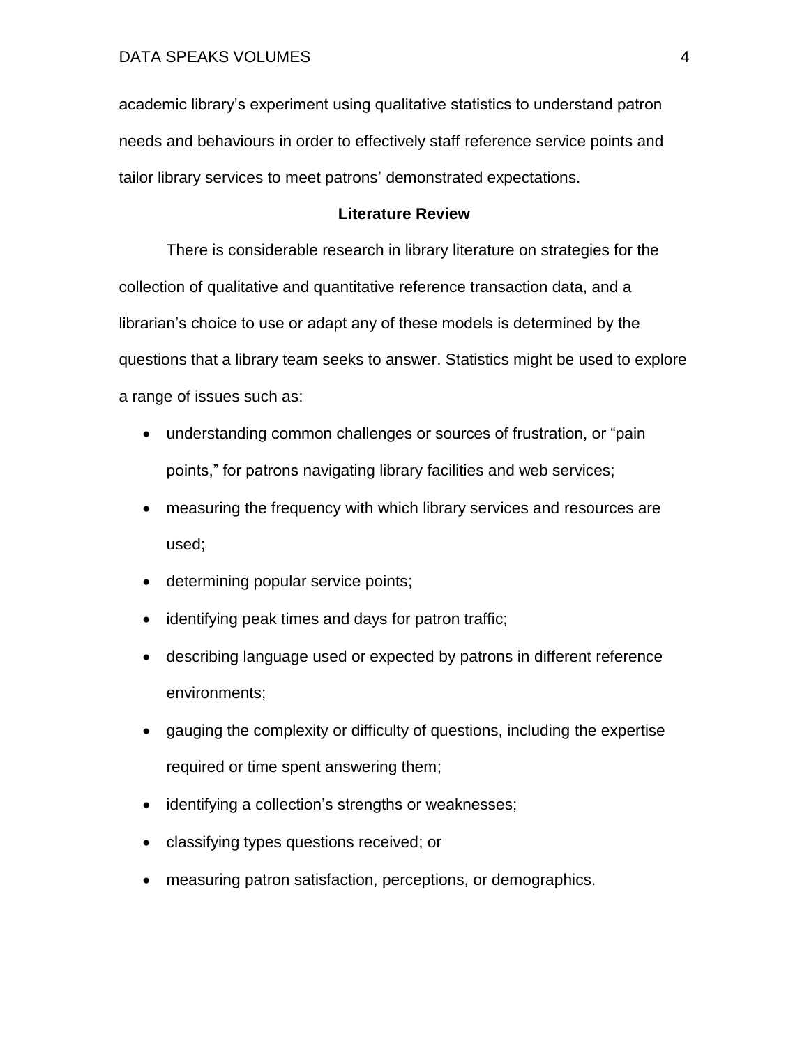academic library's experiment using qualitative statistics to understand patron needs and behaviours in order to effectively staff reference service points and tailor library services to meet patrons' demonstrated expectations.

## Literature Review

There is considerable research in library literature on strategies for the collection of qualitative and quantitative reference transaction data, and a librarian's choice to use or adapt any of these models is determined by the questions that a library team seeks to answer. Statistics might be used to explore a range of issues such as:

- understanding common challenges or sources of frustration, or "pain points," for patrons navigating library facilities and web services;
- measuring the frequency with which library services and resources are used;
- determining popular service points;
- identifying peak times and days for patron traffic;
- describing language used or expected by patrons in different reference environments;
- gauging the complexity or difficulty of questions, including the expertise required or time spent answering them;
- identifying a collection's strengths or weaknesses;
- classifying types questions received; or
- measuring patron satisfaction, perceptions, or demographics.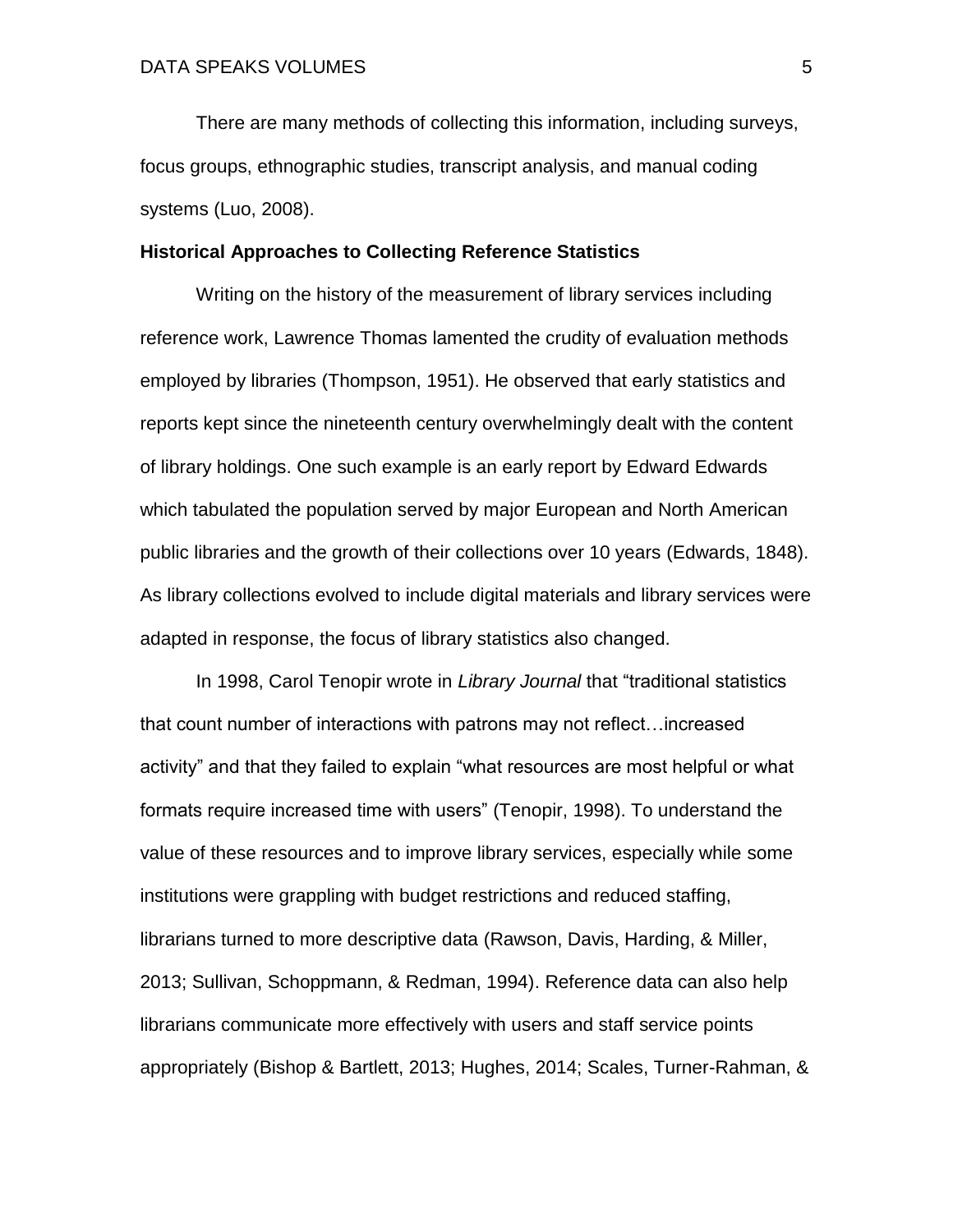There are many methods of collecting this information, including surveys, focus groups, ethnographic studies, transcript analysis, and manual coding systems (Luo, 2008).

**Historical Approaches to Collecting Reference Statistics**

Writing on the history of the measurement of library services including reference work, Lawrence Thomas lamented the crudity of evaluation methods employed by libraries (Thompson, 1951). He observed that early statistics and reports kept since the nineteenth century overwhelmingly dealt with the content of library holdings. One such example is an early report by Edward Edwards which tabulated the population served by major European and North American public libraries and the growth of their collections over 10 years (Edwards, 1848). As library collections evolved to include digital materials and library services were adapted in response, the focus of library statistics also changed.

In 1998, Carol Tenopir wrote in *Library Journal* that "traditional statistics that count number of interactions with patrons may not reflect…increased activity" and that they failed to explain "what resources are most helpful or what formats require increased time with users" (Tenopir, 1998). To understand the value of these resources and to improve library services, especially while some institutions were grappling with budget restrictions and reduced staffing, librarians turned to more descriptive data (Rawson, Davis, Harding, & Miller, 2013; Sullivan, Schoppmann, & Redman, 1994). Reference data can also help librarians communicate more effectively with users and staff service points appropriately (Bishop & Bartlett, 2013; Hughes, 2014; Scales, Turner-Rahman, &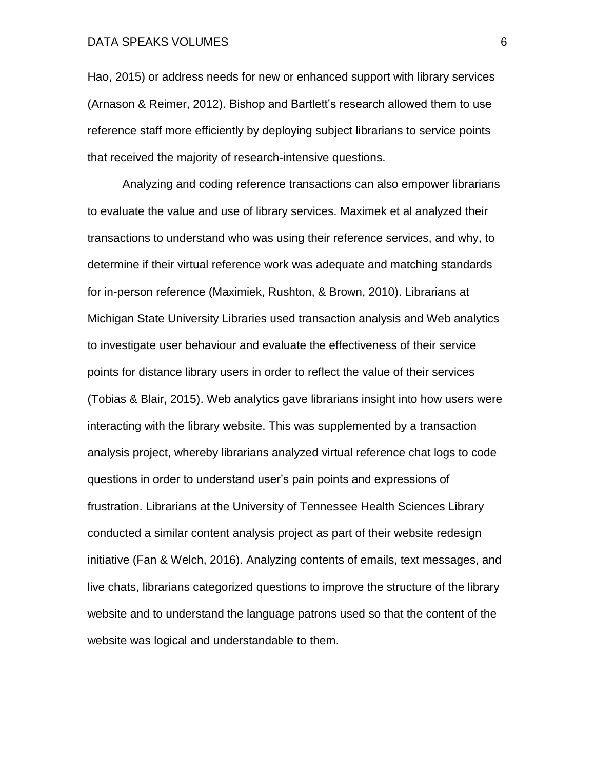Hao, 2015) or address needs for new or enhanced support with library services (Arnason & Reimer, 2012). Bishop and Bartlett's research allowed them to use reference staff more efficiently by deploying subject librarians to service points that received the majority of research-intensive questions.

Analyzing and coding reference transactions can also empower librarians to evaluate the value and use of library services. Maximek et al analyzed their transactions to understand who was using their reference services, and why, to determine if their virtual reference work was adequate and matching standards for in-person reference (Maximiek, Rushton, & Brown, 2010). Librarians at Michigan State University Libraries used transaction analysis and Web analytics to investigate user behaviour and evaluate the effectiveness of their service points for distance library users in order to reflect the value of their services (Tobias & Blair, 2015). Web analytics gave librarians insight into how users were interacting with the library website. This was supplemented by a transaction analysis project, whereby librarians analyzed virtual reference chat logs to code questions in order to understand user's pain points and expressions of frustration. Librarians at the University of Tennessee Health Sciences Library conducted a similar content analysis project as part of their website redesign initiative (Fan & Welch, 2016). Analyzing contents of emails, text messages, and live chats, librarians categorized questions to improve the structure of the library website and to understand the language patrons used so that the content of the website was logical and understandable to them.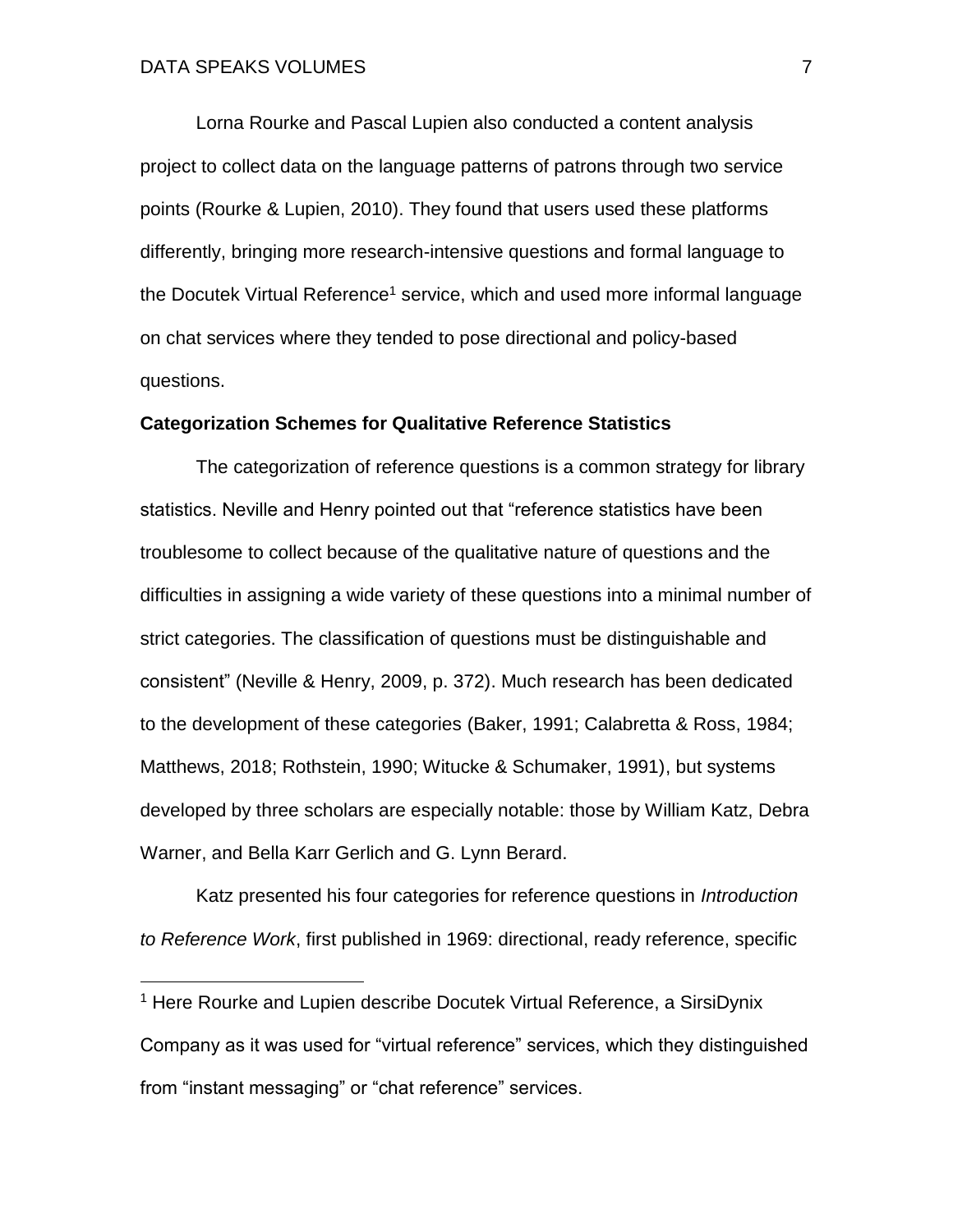Lorna Rourke and Pascal Lupien also conducted a content analysis project to collect data on the language patterns of patrons through two service points (Rourke & Lupien, 2010). They found that users used these platforms differently, bringing more research-intensive questions and formal language to the Docutek Virtual Reference[1] service, which and used more informal language on chat services where they tended to pose directional and policy-based questions.

### Categorization Schemes for Qualitative Reference Statistics

The categorization of reference questions is a common strategy for library statistics. Neville and Henry pointed out that "reference statistics have been troublesome to collect because of the qualitative nature of questions and the difficulties in assigning a wide variety of these questions into a minimal number of strict categories. The classification of questions must be distinguishable and consistent" (Neville & Henry, 2009, p. 372). Much research has been dedicated to the development of these categories (Baker, 1991; Calabretta & Ross, 1984; Matthews, 2018; Rothstein, 1990; Witucke & Schumaker, 1991), but systems developed by three scholars are especially notable: those by William Katz, Debra Warner, and Bella Karr Gerlich and G. Lynn Berard.

Katz presented his four categories for reference questions in *Introduction to Reference Work*, first published in 1969: directional, ready reference, specific

[1] Here Rourke and Lupien describe Docutek Virtual Reference, a SirsiDynix Company as it was used for "virtual reference" services, which they distinguished from "instant messaging" or "chat reference" services.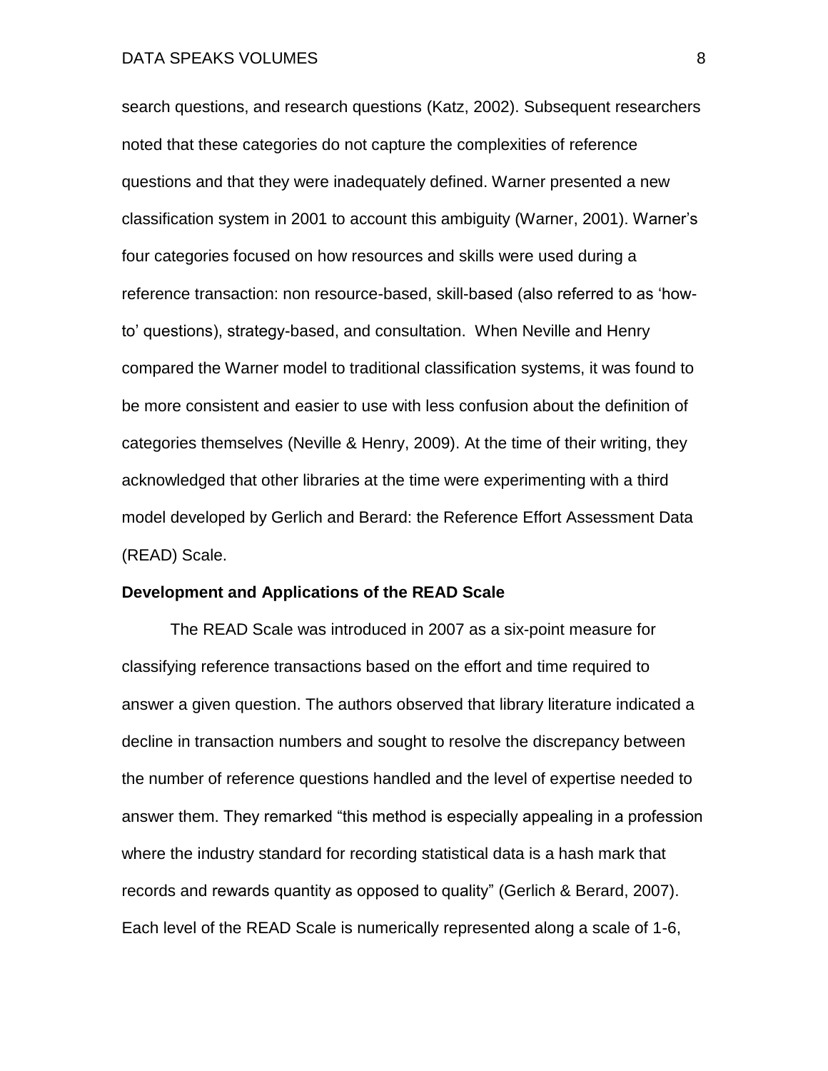search questions, and research questions (Katz, 2002). Subsequent researchers noted that these categories do not capture the complexities of reference questions and that they were inadequately defined. Warner presented a new classification system in 2001 to account this ambiguity (Warner, 2001). Warner's four categories focused on how resources and skills were used during a reference transaction: non resource-based, skill-based (also referred to as 'how-to' questions), strategy-based, and consultation. When Neville and Henry compared the Warner model to traditional classification systems, it was found to be more consistent and easier to use with less confusion about the definition of categories themselves (Neville & Henry, 2009). At the time of their writing, they acknowledged that other libraries at the time were experimenting with a third model developed by Gerlich and Berard: the Reference Effort Assessment Data (READ) Scale.

**Development and Applications of the READ Scale**

The READ Scale was introduced in 2007 as a six-point measure for classifying reference transactions based on the effort and time required to answer a given question. The authors observed that library literature indicated a decline in transaction numbers and sought to resolve the discrepancy between the number of reference questions handled and the level of expertise needed to answer them. They remarked "this method is especially appealing in a profession where the industry standard for recording statistical data is a hash mark that records and rewards quantity as opposed to quality" (Gerlich & Berard, 2007). Each level of the READ Scale is numerically represented along a scale of 1-6,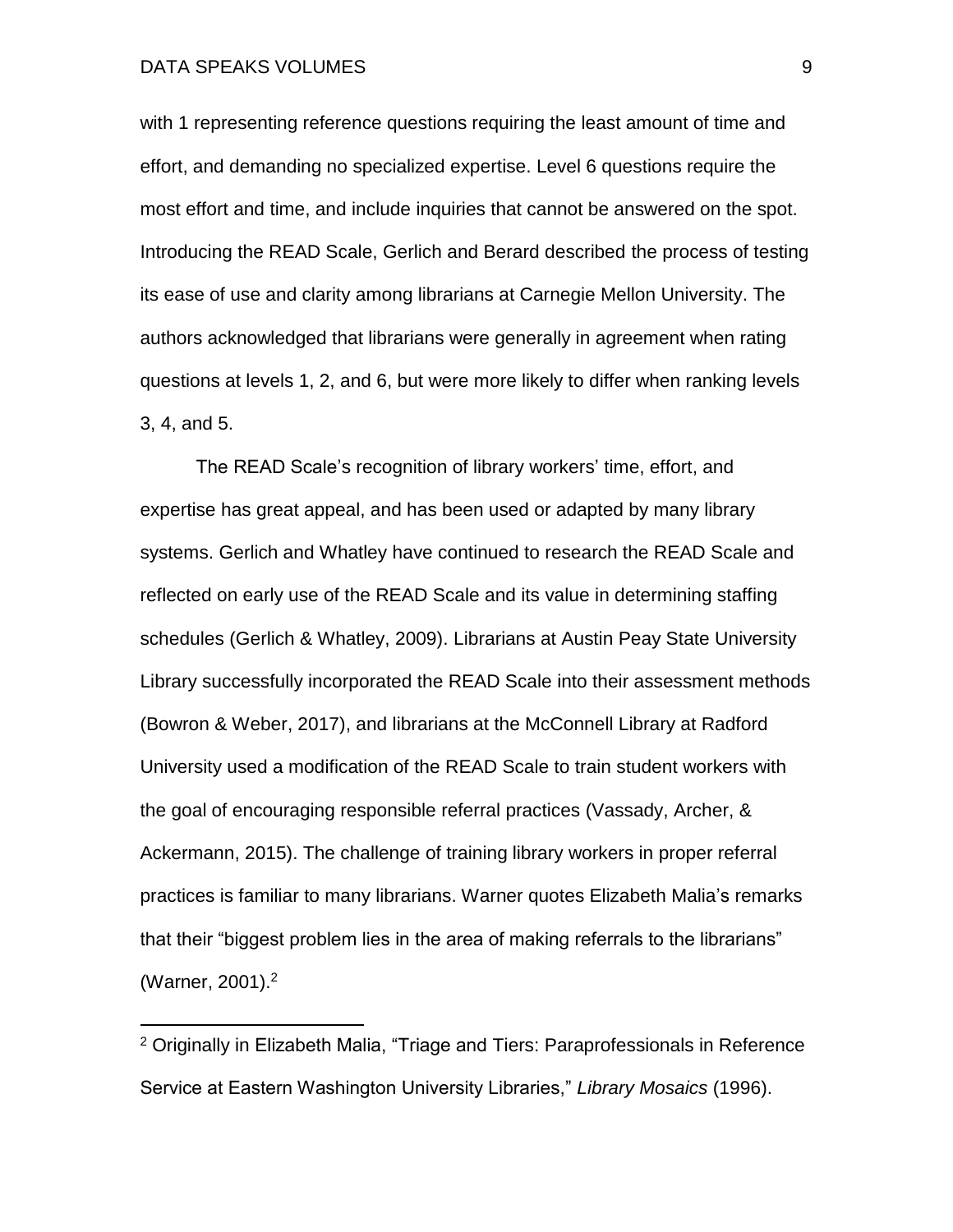with 1 representing reference questions requiring the least amount of time and effort, and demanding no specialized expertise. Level 6 questions require the most effort and time, and include inquiries that cannot be answered on the spot. Introducing the READ Scale, Gerlich and Berard described the process of testing its ease of use and clarity among librarians at Carnegie Mellon University. The authors acknowledged that librarians were generally in agreement when rating questions at levels 1, 2, and 6, but were more likely to differ when ranking levels 3, 4, and 5.

The READ Scale's recognition of library workers' time, effort, and expertise has great appeal, and has been used or adapted by many library systems. Gerlich and Whatley have continued to research the READ Scale and reflected on early use of the READ Scale and its value in determining staffing schedules (Gerlich & Whatley, 2009). Librarians at Austin Peay State University Library successfully incorporated the READ Scale into their assessment methods (Bowron & Weber, 2017), and librarians at the McConnell Library at Radford University used a modification of the READ Scale to train student workers with the goal of encouraging responsible referral practices (Vassady, Archer, & Ackermann, 2015). The challenge of training library workers in proper referral practices is familiar to many librarians. Warner quotes Elizabeth Malia's remarks that their "biggest problem lies in the area of making referrals to the librarians" (Warner, 2001).[2]

---

[2] Originally in Elizabeth Malia, "Triage and Tiers: Paraprofessionals in Reference Service at Eastern Washington University Libraries," *Library Mosaics* (1996).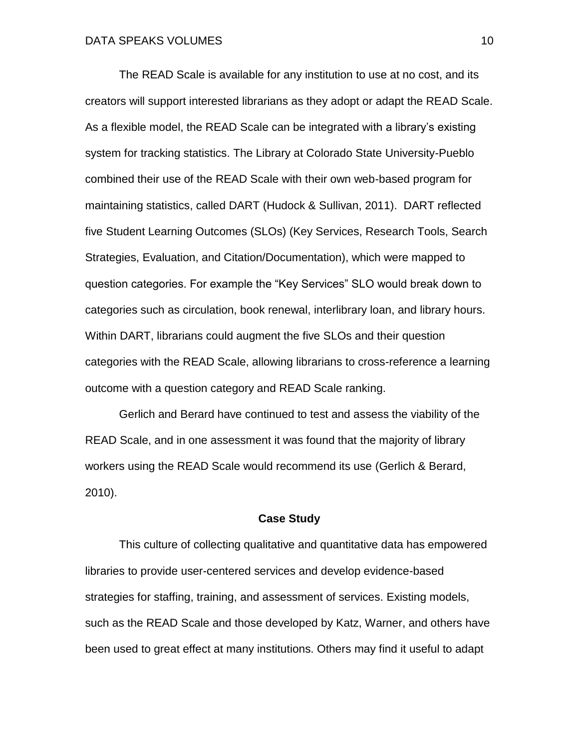The READ Scale is available for any institution to use at no cost, and its creators will support interested librarians as they adopt or adapt the READ Scale. As a flexible model, the READ Scale can be integrated with a library's existing system for tracking statistics. The Library at Colorado State University-Pueblo combined their use of the READ Scale with their own web-based program for maintaining statistics, called DART (Hudock & Sullivan, 2011). DART reflected five Student Learning Outcomes (SLOs) (Key Services, Research Tools, Search Strategies, Evaluation, and Citation/Documentation), which were mapped to question categories. For example the "Key Services" SLO would break down to categories such as circulation, book renewal, interlibrary loan, and library hours. Within DART, librarians could augment the five SLOs and their question categories with the READ Scale, allowing librarians to cross-reference a learning outcome with a question category and READ Scale ranking.

Gerlich and Berard have continued to test and assess the viability of the READ Scale, and in one assessment it was found that the majority of library workers using the READ Scale would recommend its use (Gerlich & Berard, 2010).

## Case Study

This culture of collecting qualitative and quantitative data has empowered libraries to provide user-centered services and develop evidence-based strategies for staffing, training, and assessment of services. Existing models, such as the READ Scale and those developed by Katz, Warner, and others have been used to great effect at many institutions. Others may find it useful to adapt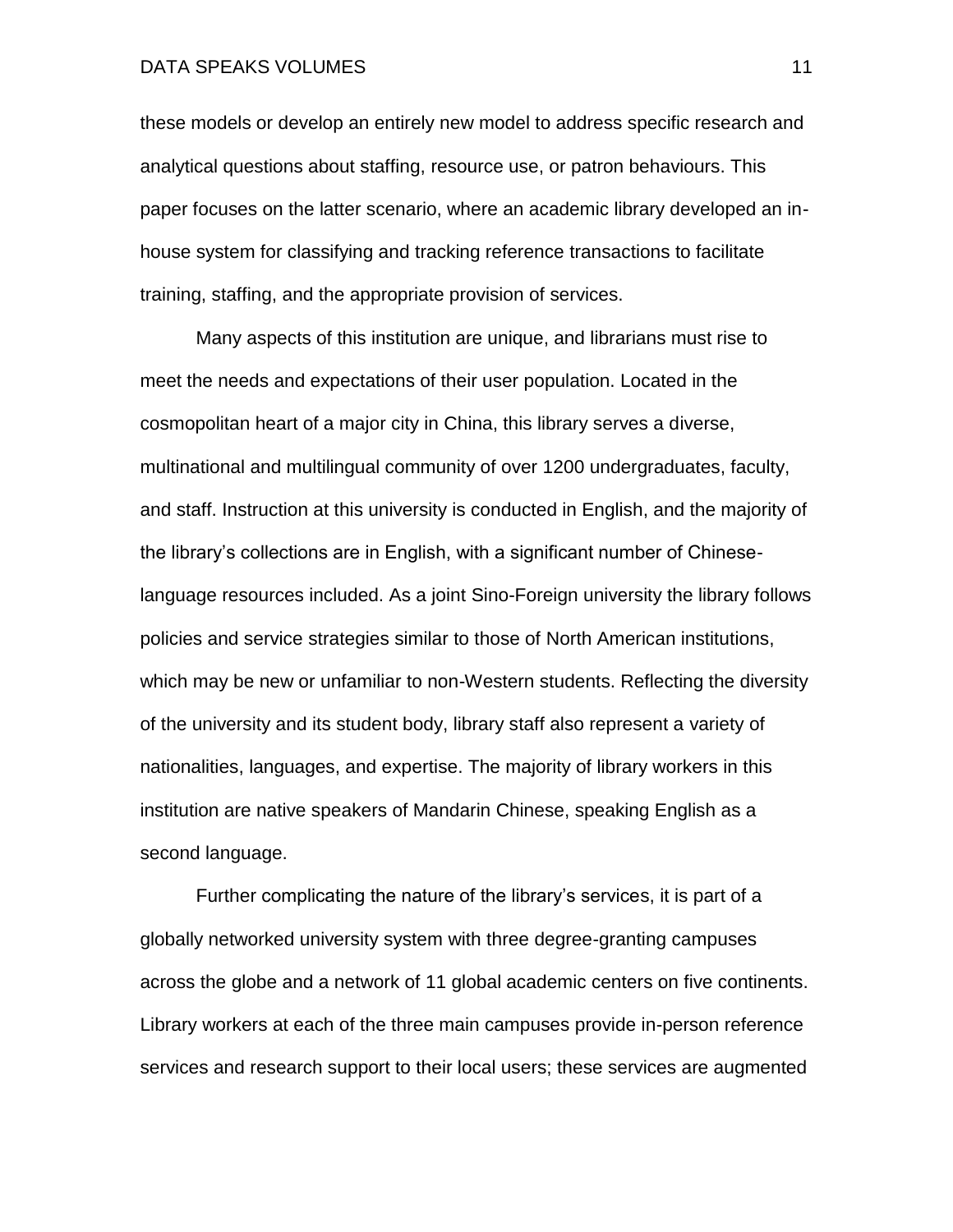these models or develop an entirely new model to address specific research and analytical questions about staffing, resource use, or patron behaviours. This paper focuses on the latter scenario, where an academic library developed an in-house system for classifying and tracking reference transactions to facilitate training, staffing, and the appropriate provision of services.

Many aspects of this institution are unique, and librarians must rise to meet the needs and expectations of their user population. Located in the cosmopolitan heart of a major city in China, this library serves a diverse, multinational and multilingual community of over 1200 undergraduates, faculty, and staff. Instruction at this university is conducted in English, and the majority of the library's collections are in English, with a significant number of Chinese-language resources included. As a joint Sino-Foreign university the library follows policies and service strategies similar to those of North American institutions, which may be new or unfamiliar to non-Western students. Reflecting the diversity of the university and its student body, library staff also represent a variety of nationalities, languages, and expertise. The majority of library workers in this institution are native speakers of Mandarin Chinese, speaking English as a second language.

Further complicating the nature of the library's services, it is part of a globally networked university system with three degree-granting campuses across the globe and a network of 11 global academic centers on five continents. Library workers at each of the three main campuses provide in-person reference services and research support to their local users; these services are augmented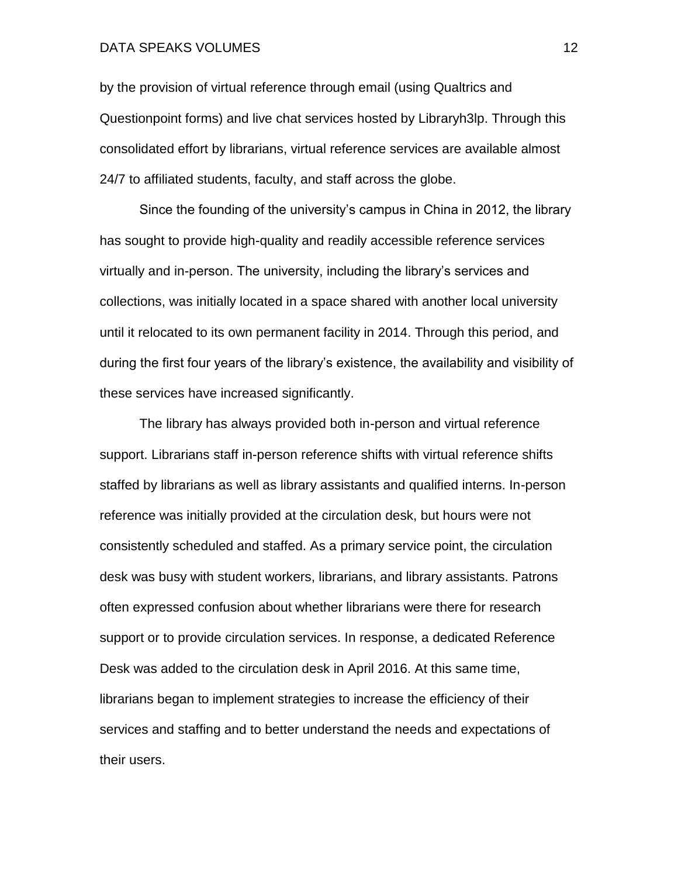by the provision of virtual reference through email (using Qualtrics and Questionpoint forms) and live chat services hosted by Libraryh3lp. Through this consolidated effort by librarians, virtual reference services are available almost 24/7 to affiliated students, faculty, and staff across the globe.

Since the founding of the university's campus in China in 2012, the library has sought to provide high-quality and readily accessible reference services virtually and in-person. The university, including the library's services and collections, was initially located in a space shared with another local university until it relocated to its own permanent facility in 2014. Through this period, and during the first four years of the library's existence, the availability and visibility of these services have increased significantly.

The library has always provided both in-person and virtual reference support. Librarians staff in-person reference shifts with virtual reference shifts staffed by librarians as well as library assistants and qualified interns. In-person reference was initially provided at the circulation desk, but hours were not consistently scheduled and staffed. As a primary service point, the circulation desk was busy with student workers, librarians, and library assistants. Patrons often expressed confusion about whether librarians were there for research support or to provide circulation services. In response, a dedicated Reference Desk was added to the circulation desk in April 2016. At this same time, librarians began to implement strategies to increase the efficiency of their services and staffing and to better understand the needs and expectations of their users.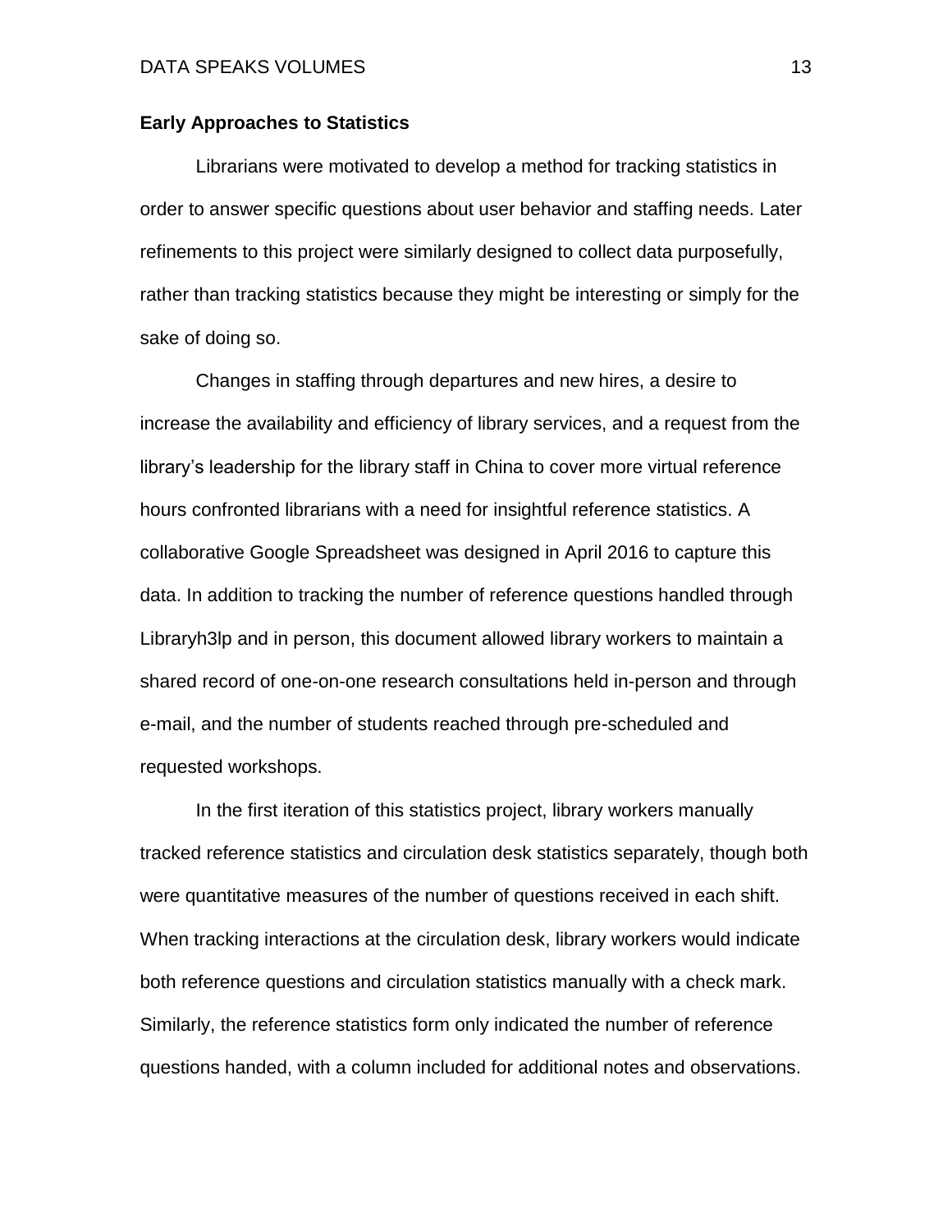**Early Approaches to Statistics**

Librarians were motivated to develop a method for tracking statistics in order to answer specific questions about user behavior and staffing needs. Later refinements to this project were similarly designed to collect data purposefully, rather than tracking statistics because they might be interesting or simply for the sake of doing so.

Changes in staffing through departures and new hires, a desire to increase the availability and efficiency of library services, and a request from the library's leadership for the library staff in China to cover more virtual reference hours confronted librarians with a need for insightful reference statistics. A collaborative Google Spreadsheet was designed in April 2016 to capture this data. In addition to tracking the number of reference questions handled through Libraryh3lp and in person, this document allowed library workers to maintain a shared record of one-on-one research consultations held in-person and through e-mail, and the number of students reached through pre-scheduled and requested workshops.

In the first iteration of this statistics project, library workers manually tracked reference statistics and circulation desk statistics separately, though both were quantitative measures of the number of questions received in each shift. When tracking interactions at the circulation desk, library workers would indicate both reference questions and circulation statistics manually with a check mark. Similarly, the reference statistics form only indicated the number of reference questions handed, with a column included for additional notes and observations.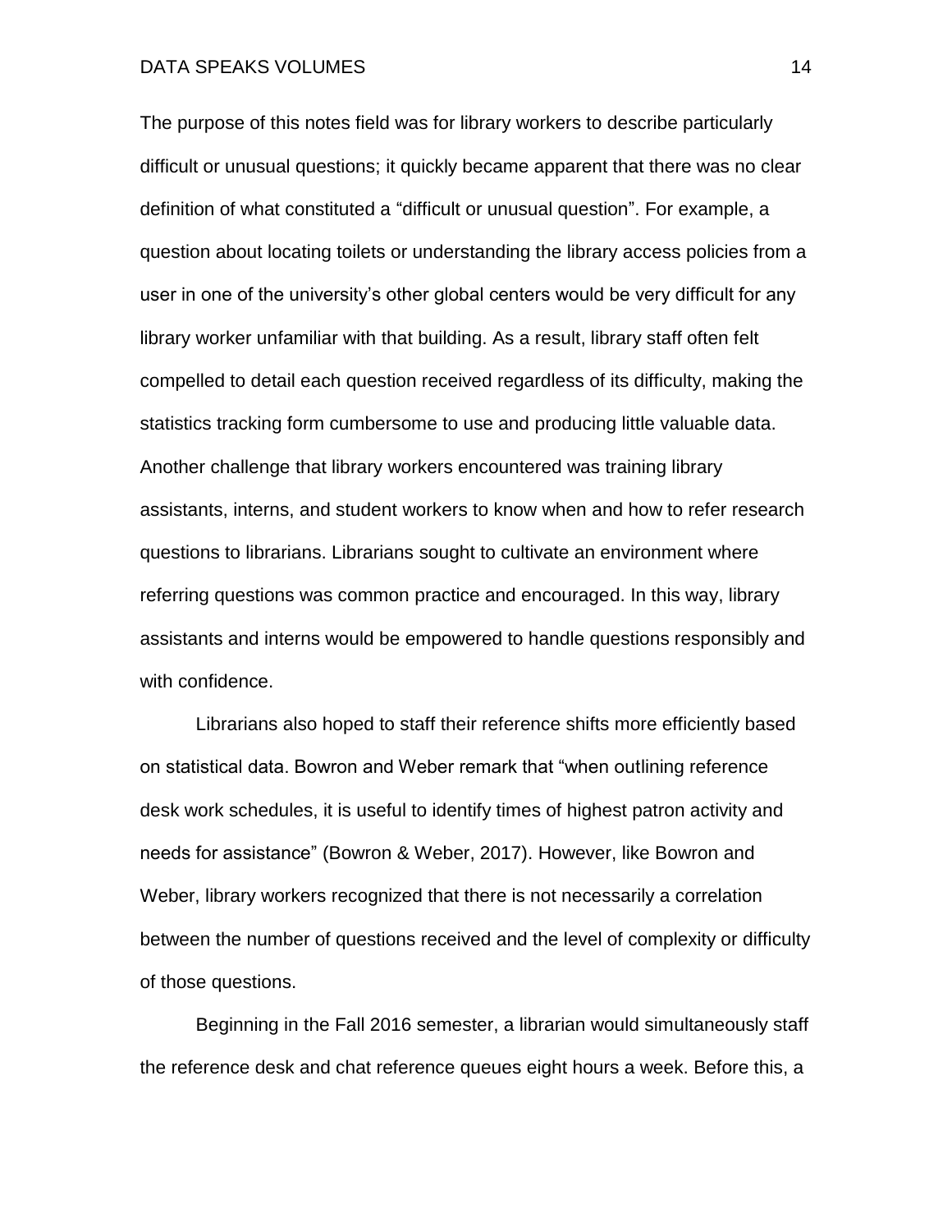The purpose of this notes field was for library workers to describe particularly difficult or unusual questions; it quickly became apparent that there was no clear definition of what constituted a "difficult or unusual question". For example, a question about locating toilets or understanding the library access policies from a user in one of the university's other global centers would be very difficult for any library worker unfamiliar with that building. As a result, library staff often felt compelled to detail each question received regardless of its difficulty, making the statistics tracking form cumbersome to use and producing little valuable data. Another challenge that library workers encountered was training library assistants, interns, and student workers to know when and how to refer research questions to librarians. Librarians sought to cultivate an environment where referring questions was common practice and encouraged. In this way, library assistants and interns would be empowered to handle questions responsibly and with confidence.

Librarians also hoped to staff their reference shifts more efficiently based on statistical data. Bowron and Weber remark that "when outlining reference desk work schedules, it is useful to identify times of highest patron activity and needs for assistance" (Bowron & Weber, 2017). However, like Bowron and Weber, library workers recognized that there is not necessarily a correlation between the number of questions received and the level of complexity or difficulty of those questions.

Beginning in the Fall 2016 semester, a librarian would simultaneously staff the reference desk and chat reference queues eight hours a week. Before this, a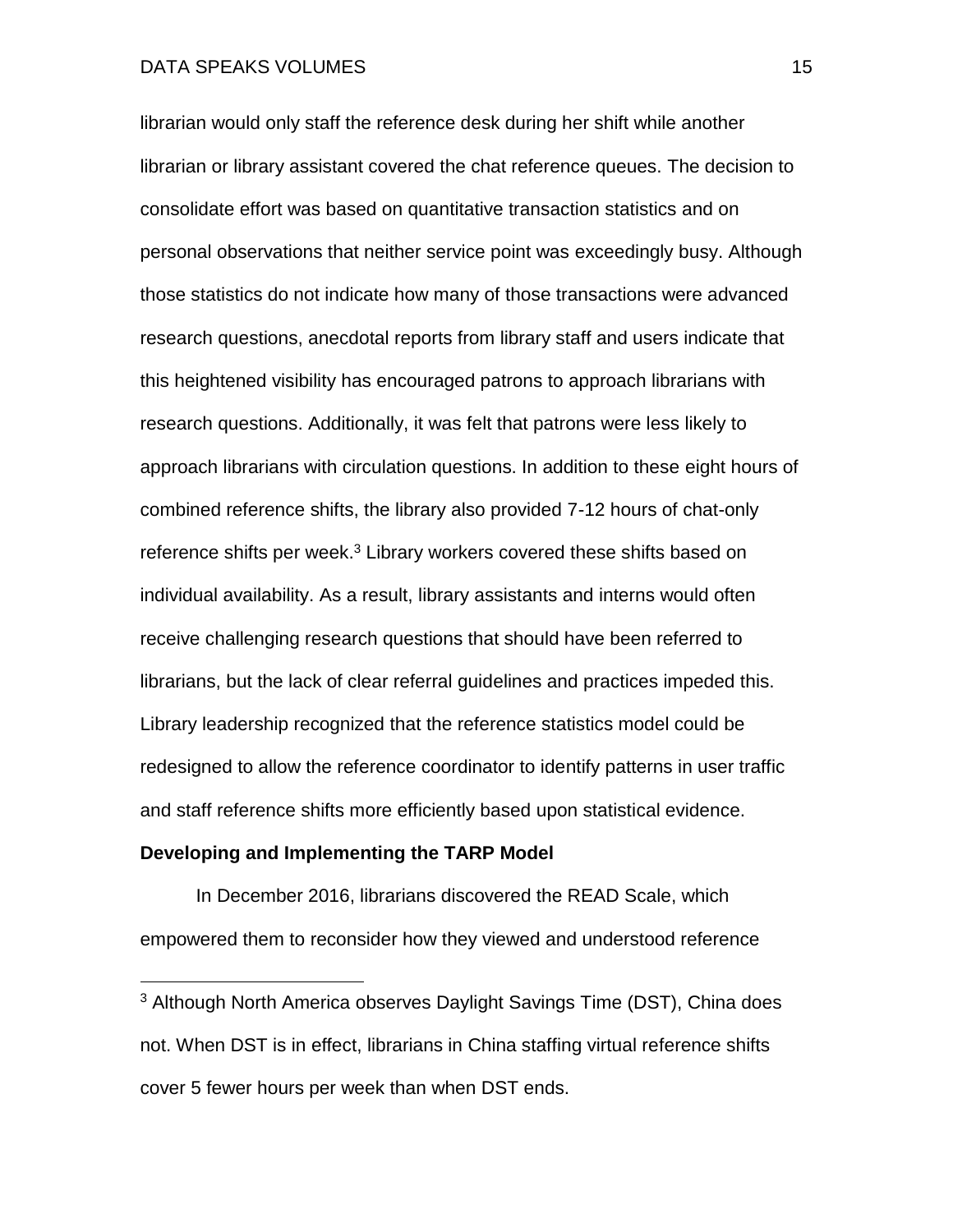librarian would only staff the reference desk during her shift while another librarian or library assistant covered the chat reference queues. The decision to consolidate effort was based on quantitative transaction statistics and on personal observations that neither service point was exceedingly busy. Although those statistics do not indicate how many of those transactions were advanced research questions, anecdotal reports from library staff and users indicate that this heightened visibility has encouraged patrons to approach librarians with research questions. Additionally, it was felt that patrons were less likely to approach librarians with circulation questions. In addition to these eight hours of combined reference shifts, the library also provided 7-12 hours of chat-only reference shifts per week.[3] Library workers covered these shifts based on individual availability. As a result, library assistants and interns would often receive challenging research questions that should have been referred to librarians, but the lack of clear referral guidelines and practices impeded this. Library leadership recognized that the reference statistics model could be redesigned to allow the reference coordinator to identify patterns in user traffic and staff reference shifts more efficiently based upon statistical evidence.

**Developing and Implementing the TARP Model**

In December 2016, librarians discovered the READ Scale, which empowered them to reconsider how they viewed and understood reference

---

[3] Although North America observes Daylight Savings Time (DST), China does not. When DST is in effect, librarians in China staffing virtual reference shifts cover 5 fewer hours per week than when DST ends.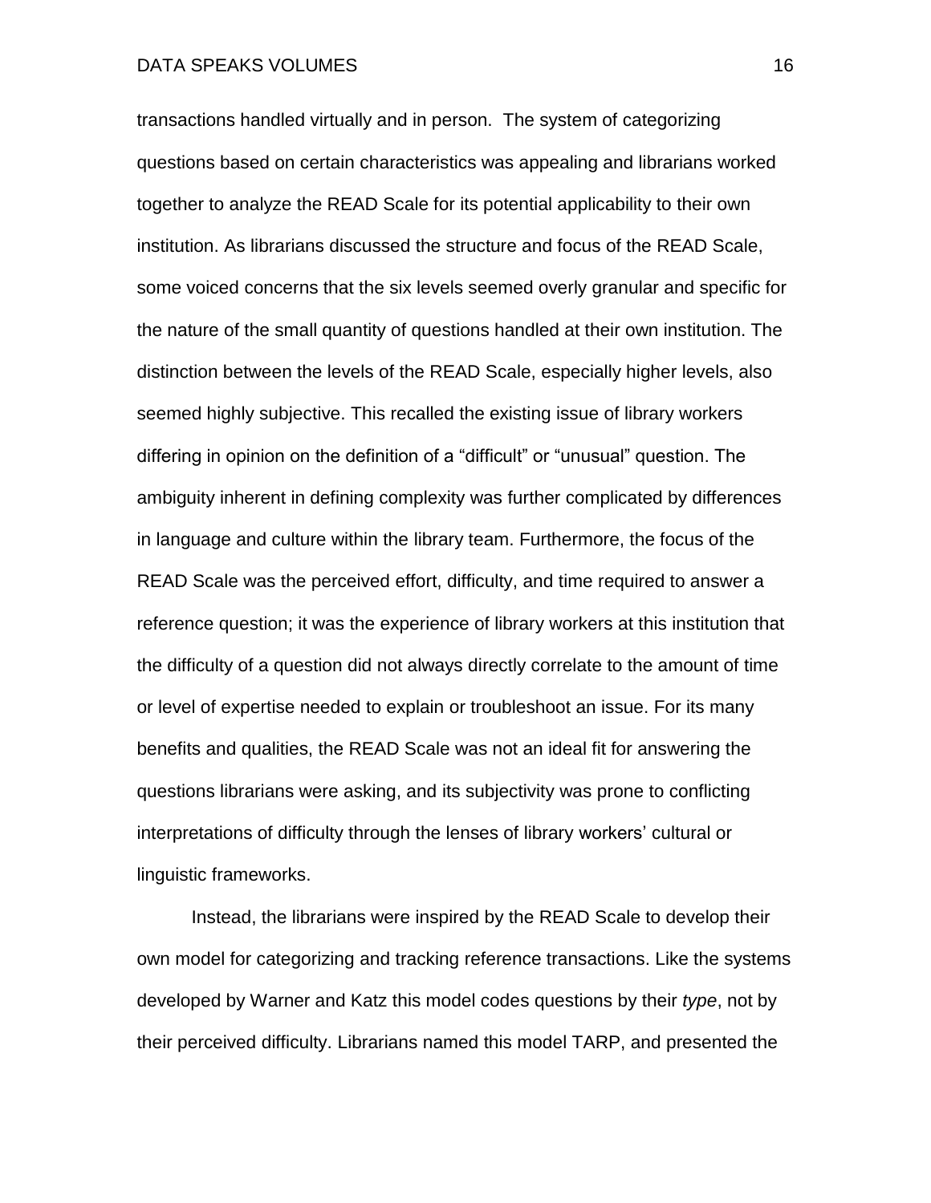transactions handled virtually and in person. The system of categorizing questions based on certain characteristics was appealing and librarians worked together to analyze the READ Scale for its potential applicability to their own institution. As librarians discussed the structure and focus of the READ Scale, some voiced concerns that the six levels seemed overly granular and specific for the nature of the small quantity of questions handled at their own institution. The distinction between the levels of the READ Scale, especially higher levels, also seemed highly subjective. This recalled the existing issue of library workers differing in opinion on the definition of a "difficult" or "unusual" question. The ambiguity inherent in defining complexity was further complicated by differences in language and culture within the library team. Furthermore, the focus of the READ Scale was the perceived effort, difficulty, and time required to answer a reference question; it was the experience of library workers at this institution that the difficulty of a question did not always directly correlate to the amount of time or level of expertise needed to explain or troubleshoot an issue. For its many benefits and qualities, the READ Scale was not an ideal fit for answering the questions librarians were asking, and its subjectivity was prone to conflicting interpretations of difficulty through the lenses of library workers' cultural or linguistic frameworks.

Instead, the librarians were inspired by the READ Scale to develop their own model for categorizing and tracking reference transactions. Like the systems developed by Warner and Katz this model codes questions by their *type*, not by their perceived difficulty. Librarians named this model TARP, and presented the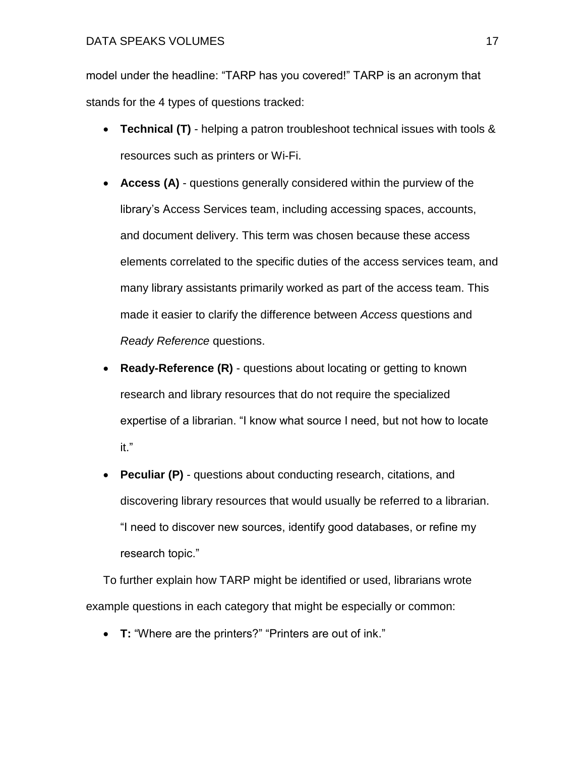model under the headline: "TARP has you covered!" TARP is an acronym that stands for the 4 types of questions tracked:

- **Technical (T)** - helping a patron troubleshoot technical issues with tools & resources such as printers or Wi-Fi.
- **Access (A)** - questions generally considered within the purview of the library's Access Services team, including accessing spaces, accounts, and document delivery. This term was chosen because these access elements correlated to the specific duties of the access services team, and many library assistants primarily worked as part of the access team. This made it easier to clarify the difference between *Access* questions and *Ready Reference* questions.
- **Ready-Reference (R)** - questions about locating or getting to known research and library resources that do not require the specialized expertise of a librarian. "I know what source I need, but not how to locate it."
- **Peculiar (P)** - questions about conducting research, citations, and discovering library resources that would usually be referred to a librarian. "I need to discover new sources, identify good databases, or refine my research topic."

To further explain how TARP might be identified or used, librarians wrote example questions in each category that might be especially or common:

- **T:** "Where are the printers?" "Printers are out of ink."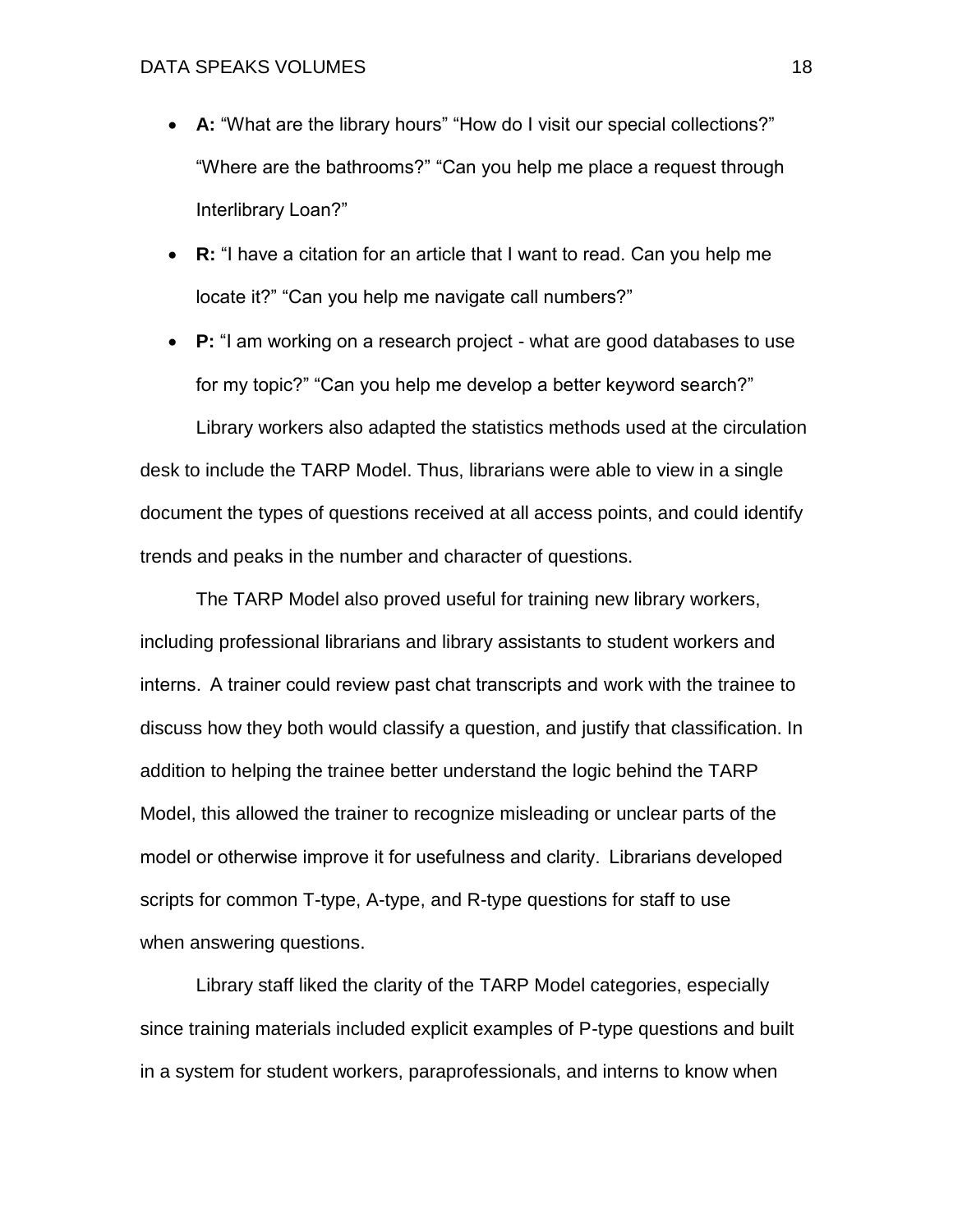- **A:** “What are the library hours” “How do I visit our special collections?” “Where are the bathrooms?” “Can you help me place a request through Interlibrary Loan?”
- **R:** “I have a citation for an article that I want to read. Can you help me locate it?” “Can you help me navigate call numbers?”
- **P:** “I am working on a research project - what are good databases to use for my topic?” “Can you help me develop a better keyword search?”

Library workers also adapted the statistics methods used at the circulation desk to include the TARP Model. Thus, librarians were able to view in a single document the types of questions received at all access points, and could identify trends and peaks in the number and character of questions.

The TARP Model also proved useful for training new library workers, including professional librarians and library assistants to student workers and interns. A trainer could review past chat transcripts and work with the trainee to discuss how they both would classify a question, and justify that classification. In addition to helping the trainee better understand the logic behind the TARP Model, this allowed the trainer to recognize misleading or unclear parts of the model or otherwise improve it for usefulness and clarity. Librarians developed scripts for common T-type, A-type, and R-type questions for staff to use when answering questions.

Library staff liked the clarity of the TARP Model categories, especially since training materials included explicit examples of P-type questions and built in a system for student workers, paraprofessionals, and interns to know when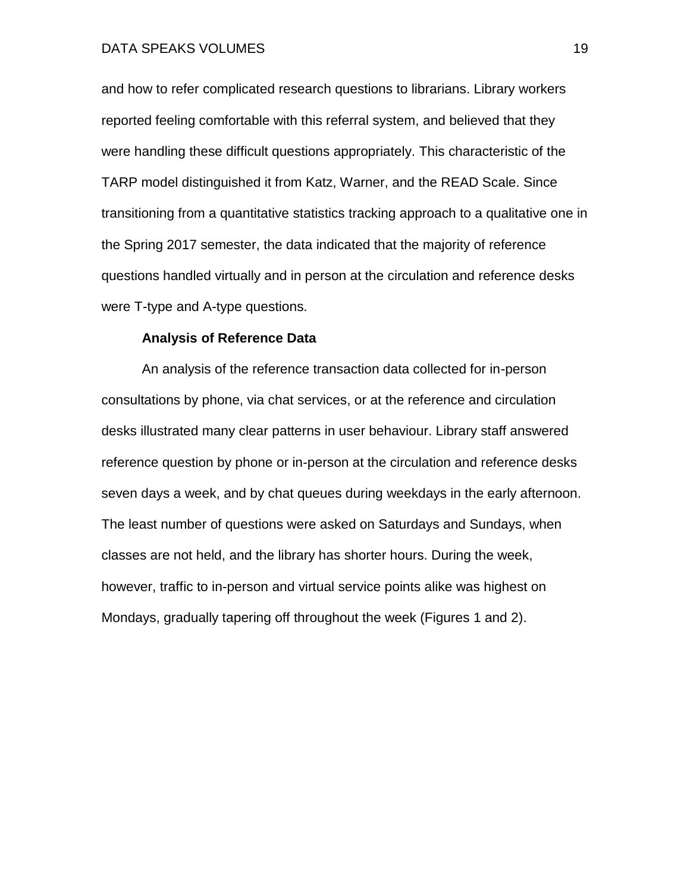and how to refer complicated research questions to librarians. Library workers reported feeling comfortable with this referral system, and believed that they were handling these difficult questions appropriately. This characteristic of the TARP model distinguished it from Katz, Warner, and the READ Scale. Since transitioning from a quantitative statistics tracking approach to a qualitative one in the Spring 2017 semester, the data indicated that the majority of reference questions handled virtually and in person at the circulation and reference desks were T-type and A-type questions.

### Analysis of Reference Data

An analysis of the reference transaction data collected for in-person consultations by phone, via chat services, or at the reference and circulation desks illustrated many clear patterns in user behaviour. Library staff answered reference question by phone or in-person at the circulation and reference desks seven days a week, and by chat queues during weekdays in the early afternoon. The least number of questions were asked on Saturdays and Sundays, when classes are not held, and the library has shorter hours. During the week, however, traffic to in-person and virtual service points alike was highest on Mondays, gradually tapering off throughout the week (Figures 1 and 2).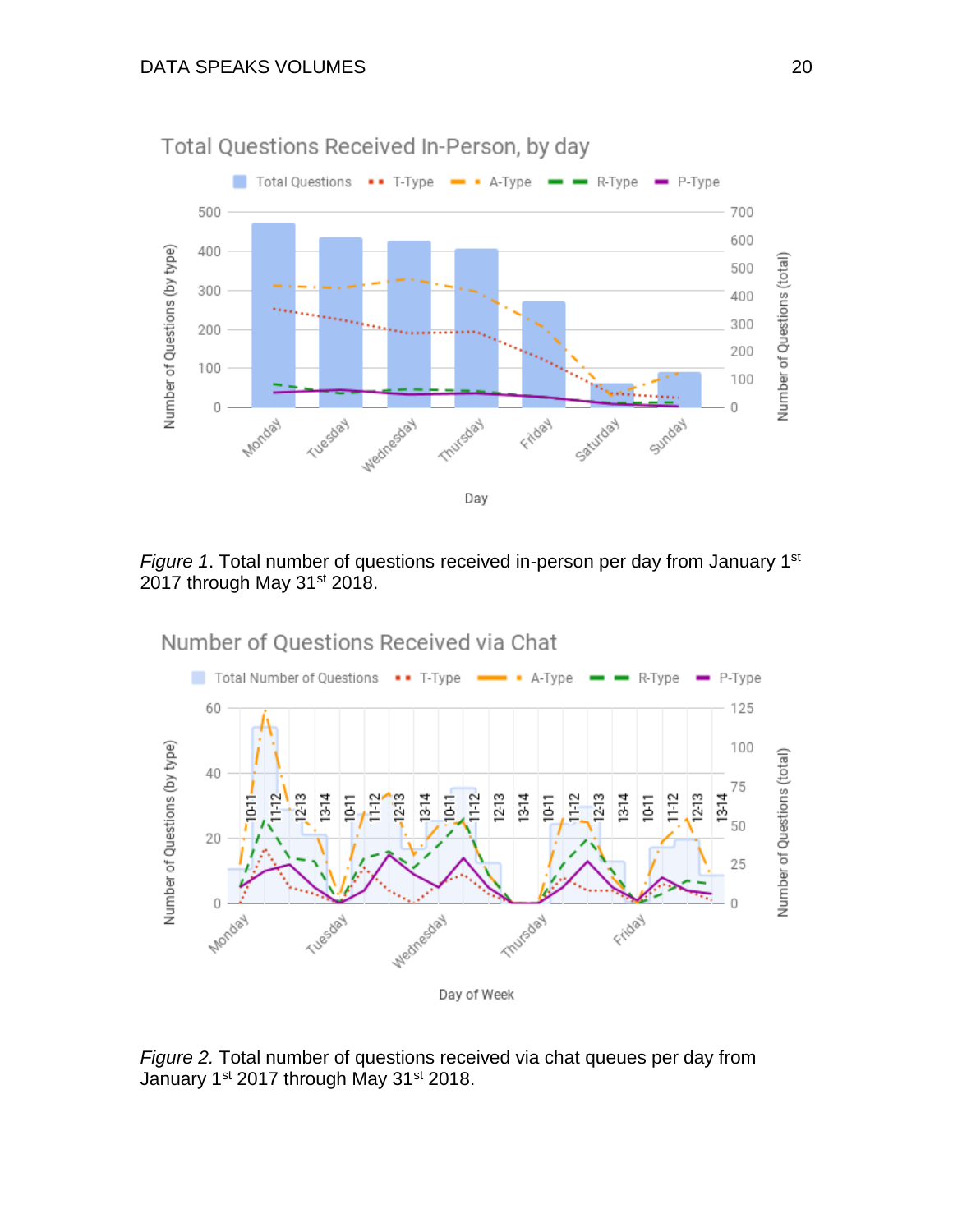*Figure 1*. Total number of questions received in-person per day from January 1st 2017 through May 31st 2018.

*Figure 2.* Total number of questions received via chat queues per day from January 1st 2017 through May 31st 2018.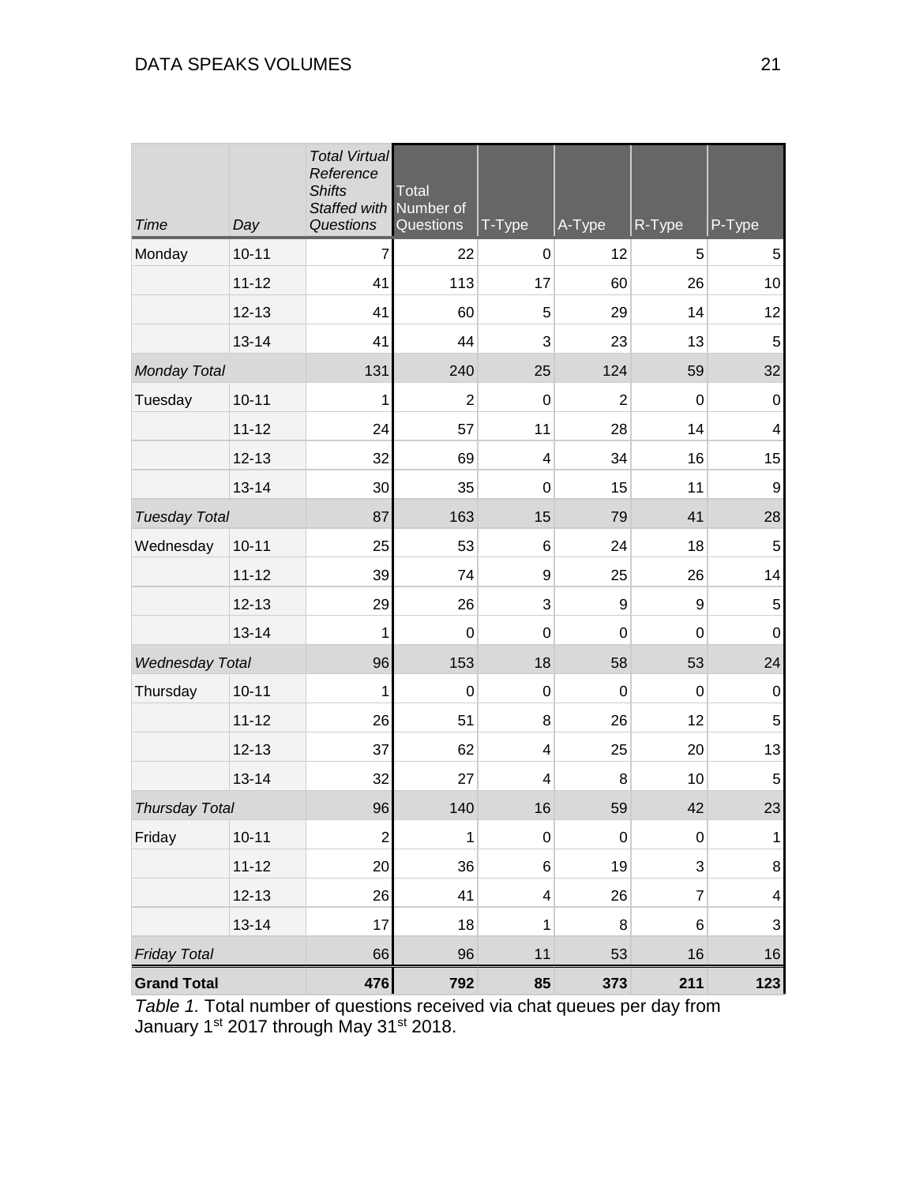| *Time* | *Day* | *Total Virtual Reference Shifts Staffed with Questions* | Total Number of Questions | T-Type | A-Type | R-Type | P-Type |
|---|---|---|---|---|---|---|---|
| Monday | 10-11 | 7 | 22 | 0 | 12 | 5 | 5 |
| | 11-12 | 41 | 113 | 17 | 60 | 26 | 10 |
| | 12-13 | 41 | 60 | 5 | 29 | 14 | 12 |
| | 13-14 | 41 | 44 | 3 | 23 | 13 | 5 |
| *Monday Total* | | 131 | 240 | 25 | 124 | 59 | 32 |
| Tuesday | 10-11 | 1 | 2 | 0 | 2 | 0 | 0 |
| | 11-12 | 24 | 57 | 11 | 28 | 14 | 4 |
| | 12-13 | 32 | 69 | 4 | 34 | 16 | 15 |
| | 13-14 | 30 | 35 | 0 | 15 | 11 | 9 |
| *Tuesday Total* | | 87 | 163 | 15 | 79 | 41 | 28 |
| Wednesday | 10-11 | 25 | 53 | 6 | 24 | 18 | 5 |
| | 11-12 | 39 | 74 | 9 | 25 | 26 | 14 |
| | 12-13 | 29 | 26 | 3 | 9 | 9 | 5 |
| | 13-14 | 1 | 0 | 0 | 0 | 0 | 0 |
| *Wednesday Total* | | 96 | 153 | 18 | 58 | 53 | 24 |
| Thursday | 10-11 | 1 | 0 | 0 | 0 | 0 | 0 |
| | 11-12 | 26 | 51 | 8 | 26 | 12 | 5 |
| | 12-13 | 37 | 62 | 4 | 25 | 20 | 13 |
| | 13-14 | 32 | 27 | 4 | 8 | 10 | 5 |
| *Thursday Total* | | 96 | 140 | 16 | 59 | 42 | 23 |
| Friday | 10-11 | 2 | 1 | 0 | 0 | 0 | 1 |
| | 11-12 | 20 | 36 | 6 | 19 | 3 | 8 |
| | 12-13 | 26 | 41 | 4 | 26 | 7 | 4 |
| | 13-14 | 17 | 18 | 1 | 8 | 6 | 3 |
| *Friday Total* | | 66 | 96 | 11 | 53 | 16 | 16 |
| **Grand Total** | | **476** | **792** | **85** | **373** | **211** | **123** |

*Table 1.* Total number of questions received via chat queues per day from January 1st 2017 through May 31st 2018.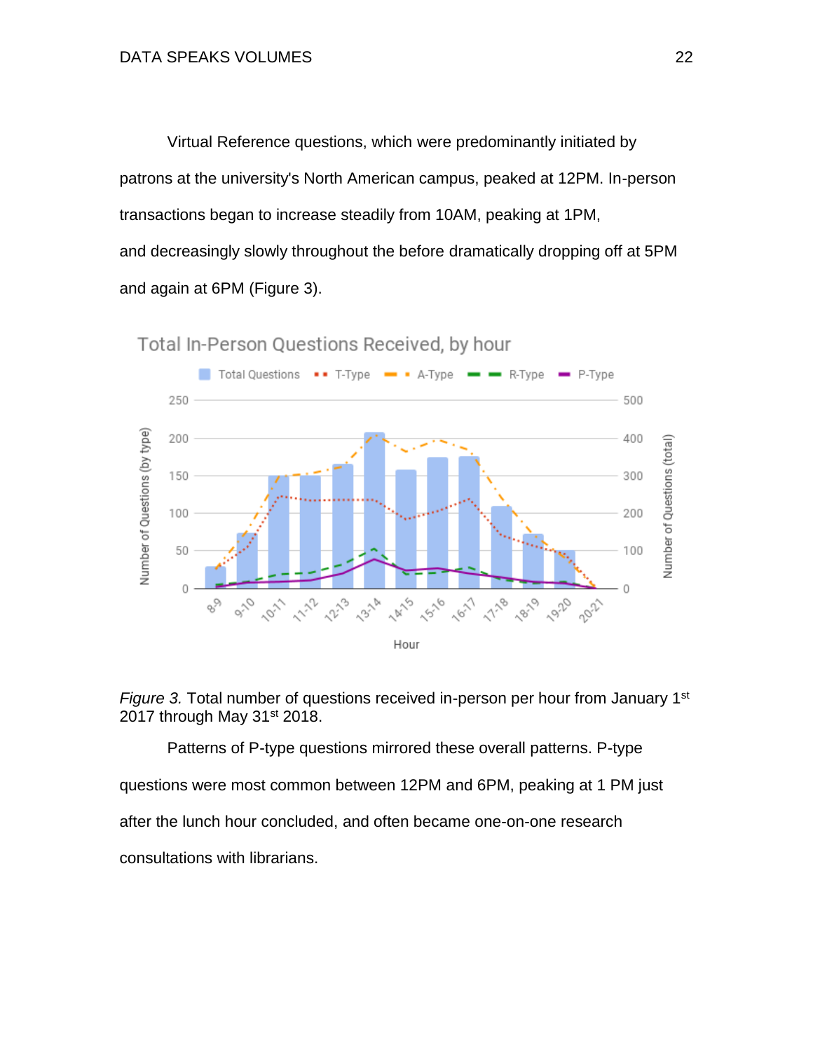Virtual Reference questions, which were predominantly initiated by patrons at the university's North American campus, peaked at 12PM. In-person transactions began to increase steadily from 10AM, peaking at 1PM, and decreasingly slowly throughout the before dramatically dropping off at 5PM and again at 6PM (Figure 3).

*Figure 3.* Total number of questions received in-person per hour from January 1st 2017 through May 31st 2018.

Patterns of P-type questions mirrored these overall patterns. P-type questions were most common between 12PM and 6PM, peaking at 1 PM just after the lunch hour concluded, and often became one-on-one research consultations with librarians.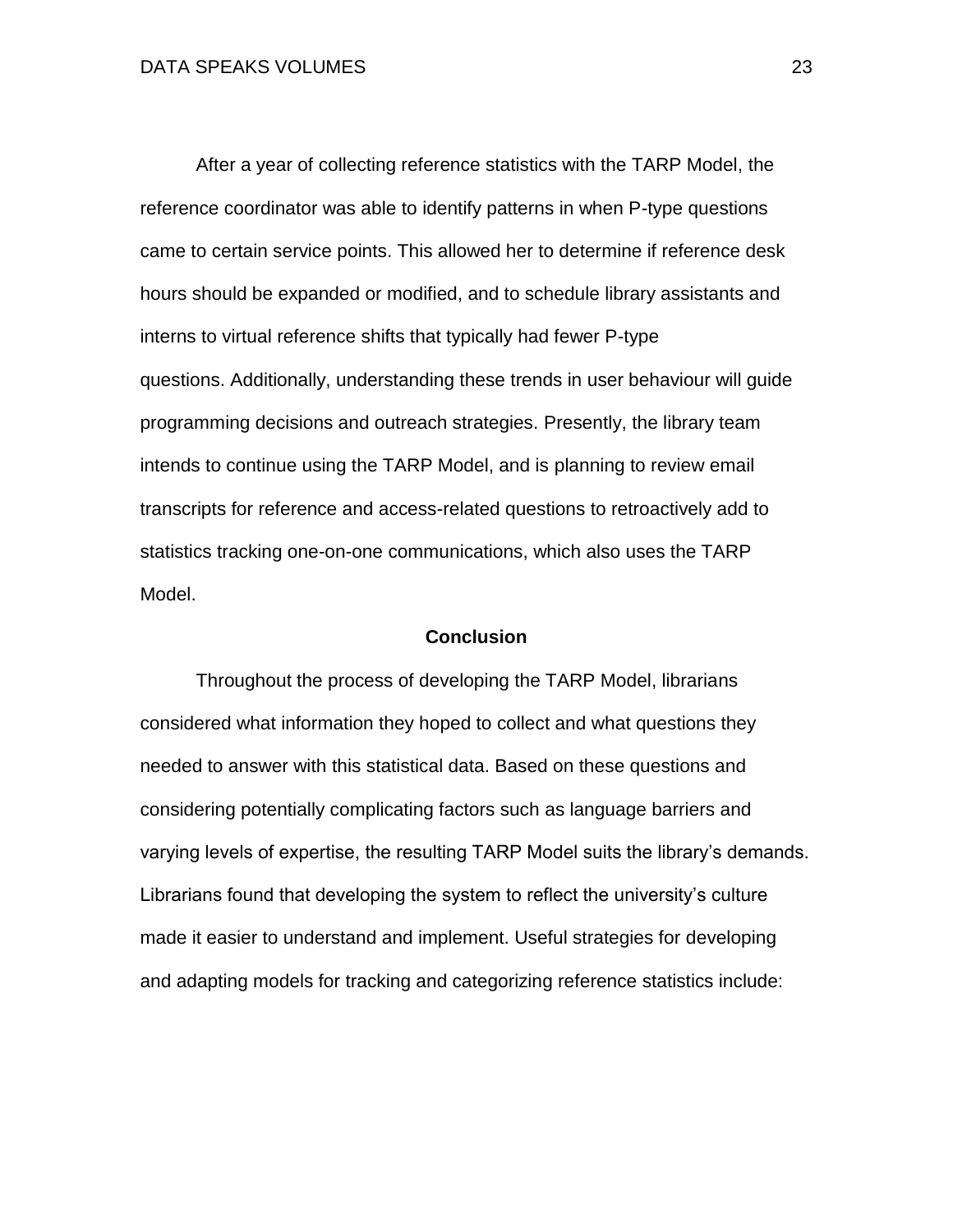After a year of collecting reference statistics with the TARP Model, the reference coordinator was able to identify patterns in when P-type questions came to certain service points. This allowed her to determine if reference desk hours should be expanded or modified, and to schedule library assistants and interns to virtual reference shifts that typically had fewer P-type questions. Additionally, understanding these trends in user behaviour will guide programming decisions and outreach strategies. Presently, the library team intends to continue using the TARP Model, and is planning to review email transcripts for reference and access-related questions to retroactively add to statistics tracking one-on-one communications, which also uses the TARP Model.

## Conclusion

Throughout the process of developing the TARP Model, librarians considered what information they hoped to collect and what questions they needed to answer with this statistical data. Based on these questions and considering potentially complicating factors such as language barriers and varying levels of expertise, the resulting TARP Model suits the library's demands. Librarians found that developing the system to reflect the university's culture made it easier to understand and implement. Useful strategies for developing and adapting models for tracking and categorizing reference statistics include: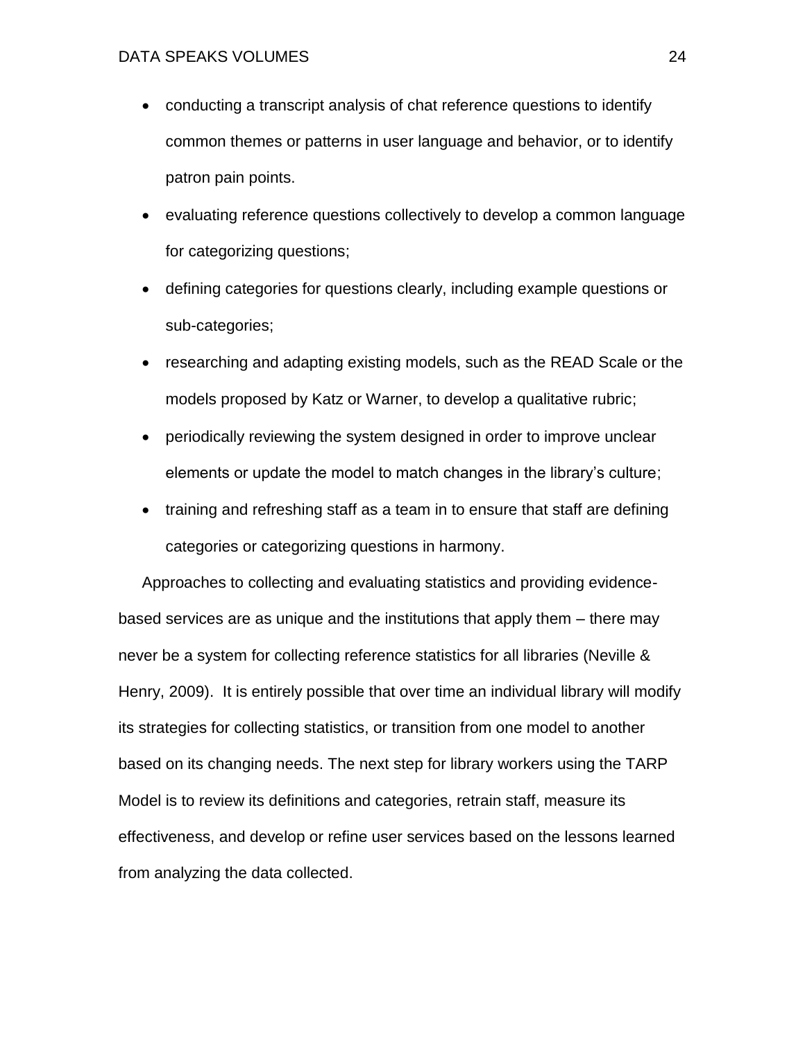- conducting a transcript analysis of chat reference questions to identify common themes or patterns in user language and behavior, or to identify patron pain points.
- evaluating reference questions collectively to develop a common language for categorizing questions;
- defining categories for questions clearly, including example questions or sub-categories;
- researching and adapting existing models, such as the READ Scale or the models proposed by Katz or Warner, to develop a qualitative rubric;
- periodically reviewing the system designed in order to improve unclear elements or update the model to match changes in the library's culture;
- training and refreshing staff as a team in to ensure that staff are defining categories or categorizing questions in harmony.

Approaches to collecting and evaluating statistics and providing evidence-based services are as unique and the institutions that apply them – there may never be a system for collecting reference statistics for all libraries (Neville & Henry, 2009). It is entirely possible that over time an individual library will modify its strategies for collecting statistics, or transition from one model to another based on its changing needs. The next step for library workers using the TARP Model is to review its definitions and categories, retrain staff, measure its effectiveness, and develop or refine user services based on the lessons learned from analyzing the data collected.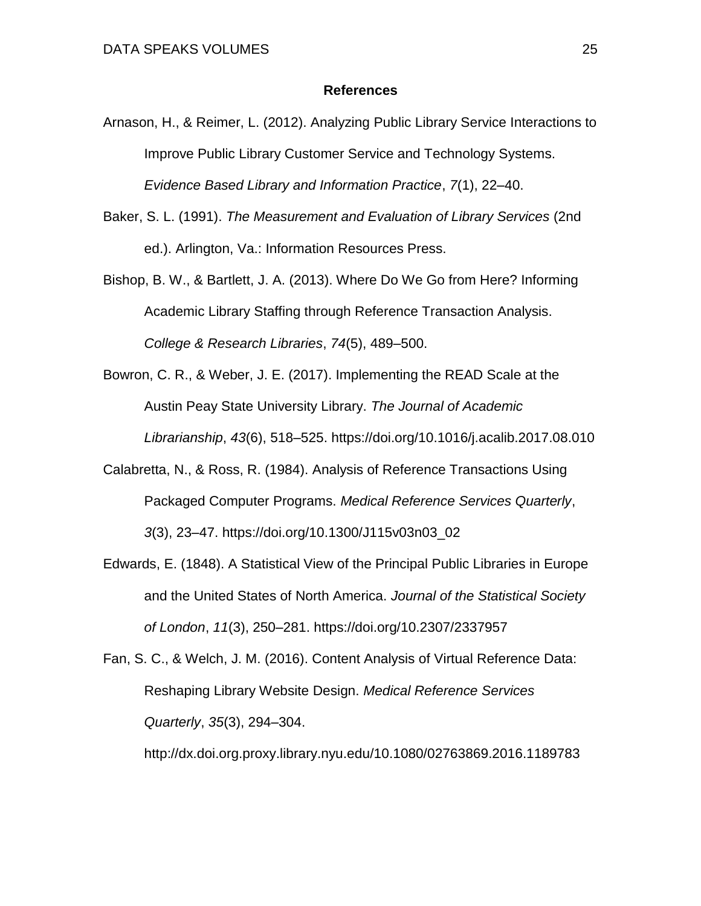## References

Arnason, H., & Reimer, L. (2012). Analyzing Public Library Service Interactions to Improve Public Library Customer Service and Technology Systems. *Evidence Based Library and Information Practice*, *7*(1), 22–40.

Baker, S. L. (1991). *The Measurement and Evaluation of Library Services* (2nd ed.). Arlington, Va.: Information Resources Press.

Bishop, B. W., & Bartlett, J. A. (2013). Where Do We Go from Here? Informing Academic Library Staffing through Reference Transaction Analysis. *College & Research Libraries*, *74*(5), 489–500.

Bowron, C. R., & Weber, J. E. (2017). Implementing the READ Scale at the Austin Peay State University Library. *The Journal of Academic Librarianship*, *43*(6), 518–525. https://doi.org/10.1016/j.acalib.2017.08.010

Calabretta, N., & Ross, R. (1984). Analysis of Reference Transactions Using Packaged Computer Programs. *Medical Reference Services Quarterly*, *3*(3), 23–47. https://doi.org/10.1300/J115v03n03_02

Edwards, E. (1848). A Statistical View of the Principal Public Libraries in Europe and the United States of North America. *Journal of the Statistical Society of London*, *11*(3), 250–281. https://doi.org/10.2307/2337957

Fan, S. C., & Welch, J. M. (2016). Content Analysis of Virtual Reference Data: Reshaping Library Website Design. *Medical Reference Services Quarterly*, *35*(3), 294–304. http://dx.doi.org.proxy.library.nyu.edu/10.1080/02763869.2016.1189783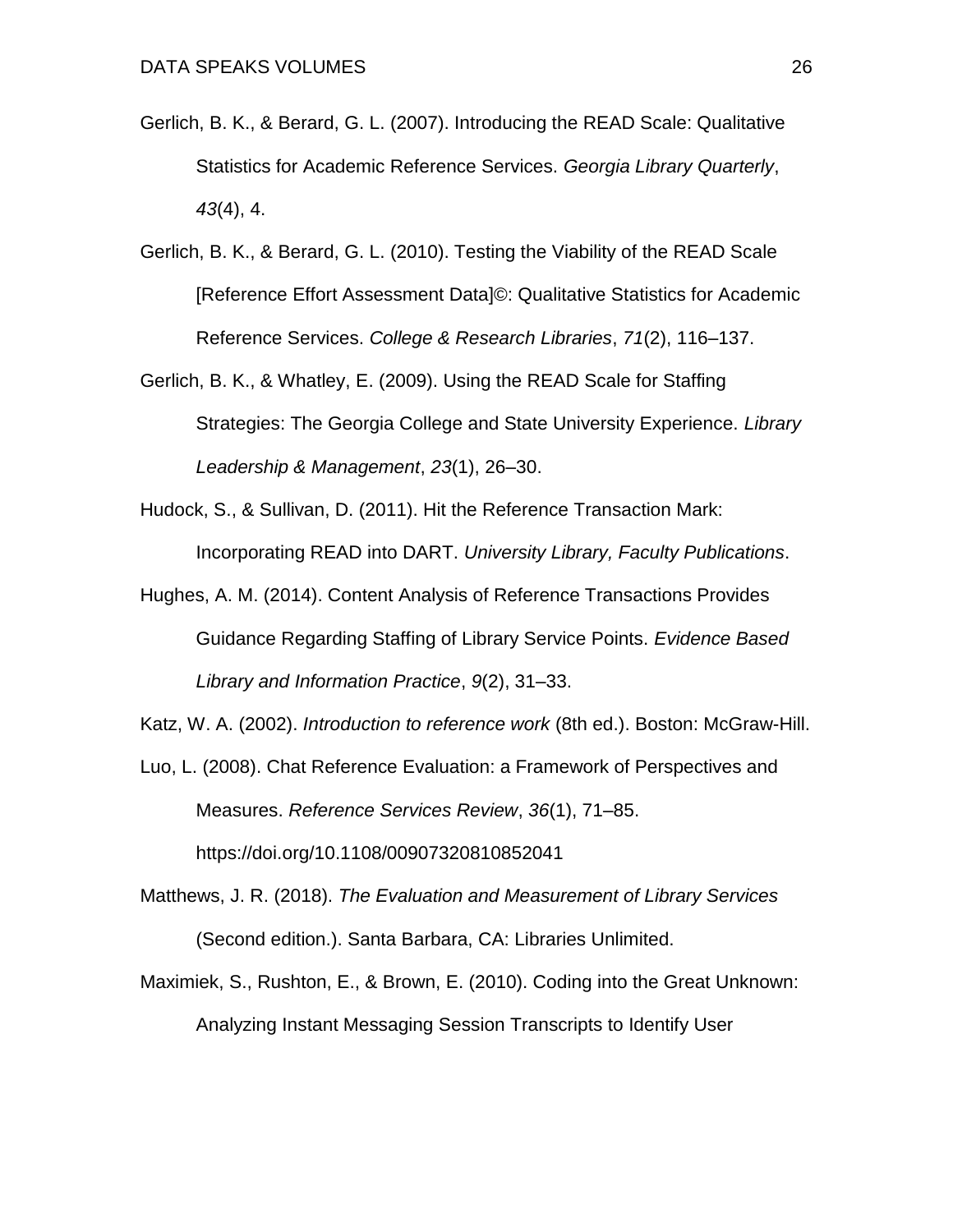Gerlich, B. K., & Berard, G. L. (2007). Introducing the READ Scale: Qualitative Statistics for Academic Reference Services. *Georgia Library Quarterly*, *43*(4), 4.

Gerlich, B. K., & Berard, G. L. (2010). Testing the Viability of the READ Scale [Reference Effort Assessment Data]©: Qualitative Statistics for Academic Reference Services. *College & Research Libraries*, *71*(2), 116–137.

Gerlich, B. K., & Whatley, E. (2009). Using the READ Scale for Staffing Strategies: The Georgia College and State University Experience. *Library Leadership & Management*, *23*(1), 26–30.

Hudock, S., & Sullivan, D. (2011). Hit the Reference Transaction Mark: Incorporating READ into DART. *University Library, Faculty Publications*.

Hughes, A. M. (2014). Content Analysis of Reference Transactions Provides Guidance Regarding Staffing of Library Service Points. *Evidence Based Library and Information Practice*, *9*(2), 31–33.

Katz, W. A. (2002). *Introduction to reference work* (8th ed.). Boston: McGraw-Hill.

Luo, L. (2008). Chat Reference Evaluation: a Framework of Perspectives and Measures. *Reference Services Review*, *36*(1), 71–85. https://doi.org/10.1108/00907320810852041

Matthews, J. R. (2018). *The Evaluation and Measurement of Library Services* (Second edition.). Santa Barbara, CA: Libraries Unlimited.

Maximiek, S., Rushton, E., & Brown, E. (2010). Coding into the Great Unknown: Analyzing Instant Messaging Session Transcripts to Identify User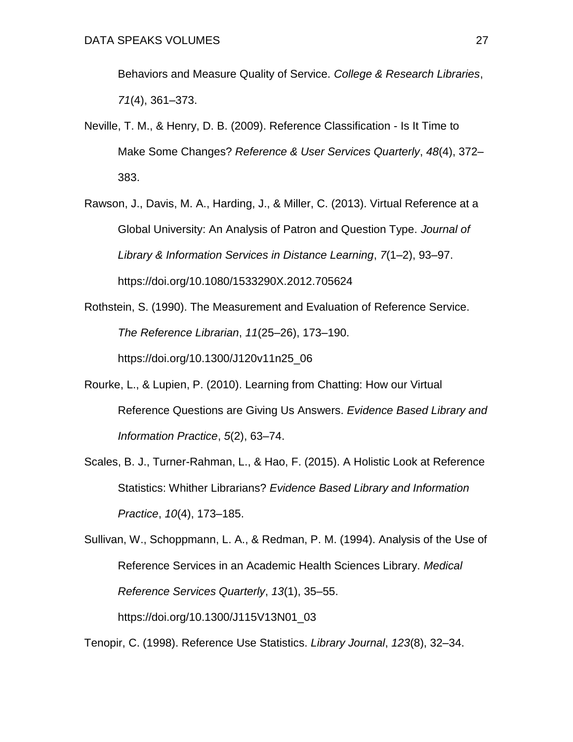Behaviors and Measure Quality of Service. *College & Research Libraries*, *71*(4), 361–373.

Neville, T. M., & Henry, D. B. (2009). Reference Classification - Is It Time to Make Some Changes? *Reference & User Services Quarterly*, *48*(4), 372–383.

Rawson, J., Davis, M. A., Harding, J., & Miller, C. (2013). Virtual Reference at a Global University: An Analysis of Patron and Question Type. *Journal of Library & Information Services in Distance Learning*, *7*(1–2), 93–97. https://doi.org/10.1080/1533290X.2012.705624

Rothstein, S. (1990). The Measurement and Evaluation of Reference Service. *The Reference Librarian*, *11*(25–26), 173–190. https://doi.org/10.1300/J120v11n25_06

Rourke, L., & Lupien, P. (2010). Learning from Chatting: How our Virtual Reference Questions are Giving Us Answers. *Evidence Based Library and Information Practice*, *5*(2), 63–74.

Scales, B. J., Turner-Rahman, L., & Hao, F. (2015). A Holistic Look at Reference Statistics: Whither Librarians? *Evidence Based Library and Information Practice*, *10*(4), 173–185.

Sullivan, W., Schoppmann, L. A., & Redman, P. M. (1994). Analysis of the Use of Reference Services in an Academic Health Sciences Library. *Medical Reference Services Quarterly*, *13*(1), 35–55. https://doi.org/10.1300/J115V13N01_03

Tenopir, C. (1998). Reference Use Statistics. *Library Journal*, *123*(8), 32–34.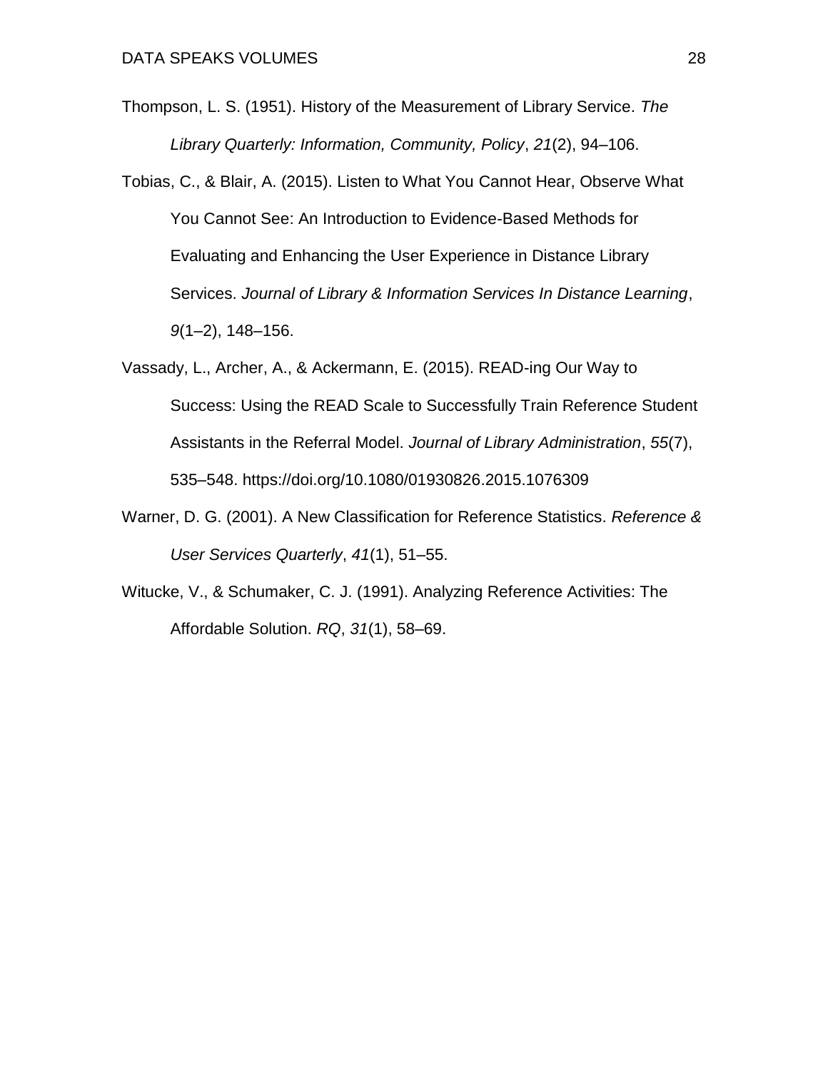Thompson, L. S. (1951). History of the Measurement of Library Service. *The Library Quarterly: Information, Community, Policy*, *21*(2), 94–106.

Tobias, C., & Blair, A. (2015). Listen to What You Cannot Hear, Observe What You Cannot See: An Introduction to Evidence-Based Methods for Evaluating and Enhancing the User Experience in Distance Library Services. *Journal of Library & Information Services In Distance Learning*, *9*(1–2), 148–156.

Vassady, L., Archer, A., & Ackermann, E. (2015). READ-ing Our Way to Success: Using the READ Scale to Successfully Train Reference Student Assistants in the Referral Model. *Journal of Library Administration*, *55*(7), 535–548. https://doi.org/10.1080/01930826.2015.1076309

Warner, D. G. (2001). A New Classification for Reference Statistics. *Reference & User Services Quarterly*, *41*(1), 51–55.

Witucke, V., & Schumaker, C. J. (1991). Analyzing Reference Activities: The Affordable Solution. *RQ*, *31*(1), 58–69.